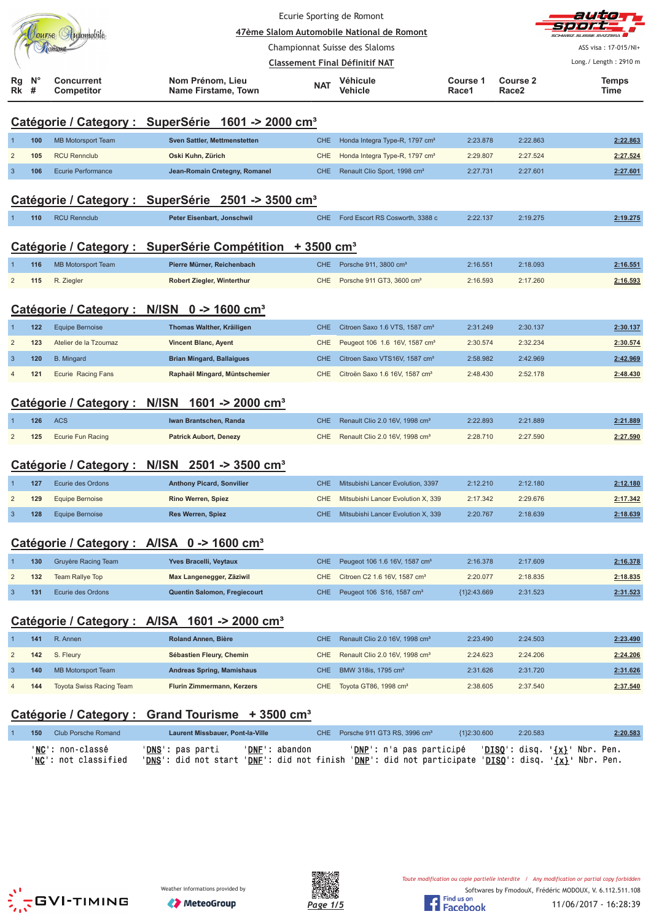Ecurie Sporting de Romont

47ème Slalom Automobile National de Romont

Championnat Suisse des Slaloms

Classement Final Définitif NAT

ASS visa : 17-015/NI+

Long./ Length : 2910 m

| Rg Rk | N° # | Concurrent Competitor | Nom Prénom, Lieu Name Firstame, Town | NAT | Véhicule Vehicle | Course 1 Race1 | Course 2 Race2 | Temps Time |
|---|---|---|---|---|---|---|---|---|

## Catégorie / Category : SuperSérie 1601 -> 2000 cm³

| Rg | N° | Concurrent | Nom Prénom, Lieu | NAT | Véhicule | Course 1 | Course 2 | Temps |
|---|---|---|---|---|---|---|---|---|
| 1 | 100 | MB Motorsport Team | **Sven Sattler, Mettmenstetten** | CHE | Honda Integra Type-R, 1797 cm³ | 2:23.878 | 2:22.863 | **2:22.863** |
| 2 | 105 | RCU Rennclub | **Oski Kuhn, Zürich** | CHE | Honda Integra Type-R, 1797 cm³ | 2:29.807 | 2:27.524 | **2:27.524** |
| 3 | 106 | Ecurie Performance | **Jean-Romain Cretegny, Romanel** | CHE | Renault Clio Sport, 1998 cm³ | 2:27.731 | 2:27.601 | **2:27.601** |

## Catégorie / Category : SuperSérie 2501 -> 3500 cm³

| Rg | N° | Concurrent | Nom Prénom, Lieu | NAT | Véhicule | Course 1 | Course 2 | Temps |
|---|---|---|---|---|---|---|---|---|
| 1 | 110 | RCU Rennclub | **Peter Eisenbart, Jonschwil** | CHE | Ford Escort RS Cosworth, 3388 c | 2:22.137 | 2:19.275 | **2:19.275** |

## Catégorie / Category : SuperSérie Compétition + 3500 cm³

| Rg | N° | Concurrent | Nom Prénom, Lieu | NAT | Véhicule | Course 1 | Course 2 | Temps |
|---|---|---|---|---|---|---|---|---|
| 1 | 116 | MB Motorsport Team | **Pierre Mürner, Reichenbach** | CHE | Porsche 911, 3800 cm³ | 2:16.551 | 2:18.093 | **2:16.551** |
| 2 | 115 | R. Ziegler | **Robert Ziegler, Winterthur** | CHE | Porsche 911 GT3, 3600 cm³ | 2:16.593 | 2:17.260 | **2:16.593** |

## Catégorie / Category : N/ISN 0 -> 1600 cm³

| Rg | N° | Concurrent | Nom Prénom, Lieu | NAT | Véhicule | Course 1 | Course 2 | Temps |
|---|---|---|---|---|---|---|---|---|
| 1 | 122 | Equipe Bernoise | **Thomas Walther, Kräiligen** | CHE | Citroen Saxo 1.6 VTS, 1587 cm³ | 2:31.249 | 2:30.137 | **2:30.137** |
| 2 | 123 | Atelier de la Tzoumaz | **Vincent Blanc, Ayent** | CHE | Peugeot 106 1.6 16V, 1587 cm³ | 2:30.574 | 2:32.234 | **2:30.574** |
| 3 | 120 | B. Mingard | **Brian Mingard, Ballaigues** | CHE | Citroen Saxo VTS16V, 1587 cm³ | 2:58.982 | 2:42.969 | **2:42.969** |
| 4 | 121 | Ecurie Racing Fans | **Raphaël Mingard, Müntschemier** | CHE | Citroën Saxo 1.6 16V, 1587 cm³ | 2:48.430 | 2:52.178 | **2:48.430** |

## Catégorie / Category : N/ISN 1601 -> 2000 cm³

| Rg | N° | Concurrent | Nom Prénom, Lieu | NAT | Véhicule | Course 1 | Course 2 | Temps |
|---|---|---|---|---|---|---|---|---|
| 1 | 126 | ACS | **Iwan Brantschen, Randa** | CHE | Renault Clio 2.0 16V, 1998 cm³ | 2:22.893 | 2:21.889 | **2:21.889** |
| 2 | 125 | Ecurie Fun Racing | **Patrick Aubort, Denezy** | CHE | Renault Clio 2.0 16V, 1998 cm³ | 2:28.710 | 2:27.590 | **2:27.590** |

## Catégorie / Category : N/ISN 2501 -> 3500 cm³

| Rg | N° | Concurrent | Nom Prénom, Lieu | NAT | Véhicule | Course 1 | Course 2 | Temps |
|---|---|---|---|---|---|---|---|---|
| 1 | 127 | Ecurie des Ordons | **Anthony Picard, Sonvilier** | CHE | Mitsubishi Lancer Evolution, 3397 | 2:12.210 | 2:12.180 | **2:12.180** |
| 2 | 129 | Equipe Bernoise | **Rino Werren, Spiez** | CHE | Mitsubishi Lancer Evolution X, 339 | 2:17.342 | 2:29.676 | **2:17.342** |
| 3 | 128 | Equipe Bernoise | **Res Werren, Spiez** | CHE | Mitsubishi Lancer Evolution X, 339 | 2:20.767 | 2:18.639 | **2:18.639** |

## Catégorie / Category : A/ISA 0 -> 1600 cm³

| Rg | N° | Concurrent | Nom Prénom, Lieu | NAT | Véhicule | Course 1 | Course 2 | Temps |
|---|---|---|---|---|---|---|---|---|
| 1 | 130 | Gruyère Racing Team | **Yves Bracelli, Veytaux** | CHE | Peugeot 106 1.6 16V, 1587 cm³ | 2:16.378 | 2:17.609 | **2:16.378** |
| 2 | 132 | Team Rallye Top | **Max Langenegger, Zäziwil** | CHE | Citroen C2 1.6 16V, 1587 cm³ | 2:20.077 | 2:18.835 | **2:18.835** |
| 3 | 131 | Ecurie des Ordons | **Quentin Salomon, Fregiecourt** | CHE | Peugeot 106 S16, 1587 cm³ | {1}2:43.669 | 2:31.523 | **2:31.523** |

## Catégorie / Category : A/ISA 1601 -> 2000 cm³

| Rg | N° | Concurrent | Nom Prénom, Lieu | NAT | Véhicule | Course 1 | Course 2 | Temps |
|---|---|---|---|---|---|---|---|---|
| 1 | 141 | R. Annen | **Roland Annen, Bière** | CHE | Renault Clio 2.0 16V, 1998 cm³ | 2:23.490 | 2:24.503 | **2:23.490** |
| 2 | 142 | S. Fleury | **Sébastien Fleury, Chemin** | CHE | Renault Clio 2.0 16V, 1998 cm³ | 2:24.623 | 2:24.206 | **2:24.206** |
| 3 | 140 | MB Motorsport Team | **Andreas Spring, Mamishaus** | CHE | BMW 318is, 1795 cm³ | 2:31.626 | 2:31.720 | **2:31.626** |
| 4 | 144 | Toyota Swiss Racing Team | **Flurin Zimmermann, Kerzers** | CHE | Toyota GT86, 1998 cm³ | 2:38.605 | 2:37.540 | **2:37.540** |

## Catégorie / Category : Grand Tourisme + 3500 cm³

| Rg | N° | Concurrent | Nom Prénom, Lieu | NAT | Véhicule | Course 1 | Course 2 | Temps |
|---|---|---|---|---|---|---|---|---|
| 1 | 150 | Club Porsche Romand | **Laurent Missbauer, Pont-la-Ville** | CHE | Porsche 911 GT3 RS, 3996 cm³ | {1}2:30.600 | 2:20.583 | **2:20.583** |

'NC': non-classé 'DNS': pas parti 'DNF': abandon 'DNP': n'a pas participé 'DISQ': disq. '{x}' Nbr. Pen.
'NC': not classified 'DNS': did not start 'DNF': did not finish 'DNP': did not participate 'DISQ': disq. '{x}' Nbr. Pen.

Weather informations provided by MeteoGroup

*Toute modification ou copie partielle interdite / Any modification or partial copy forbidden*

Softwares by FmodouX, Frédéric MODOUX, V. 6.112.511.108

11/06/2017 - 16:28:39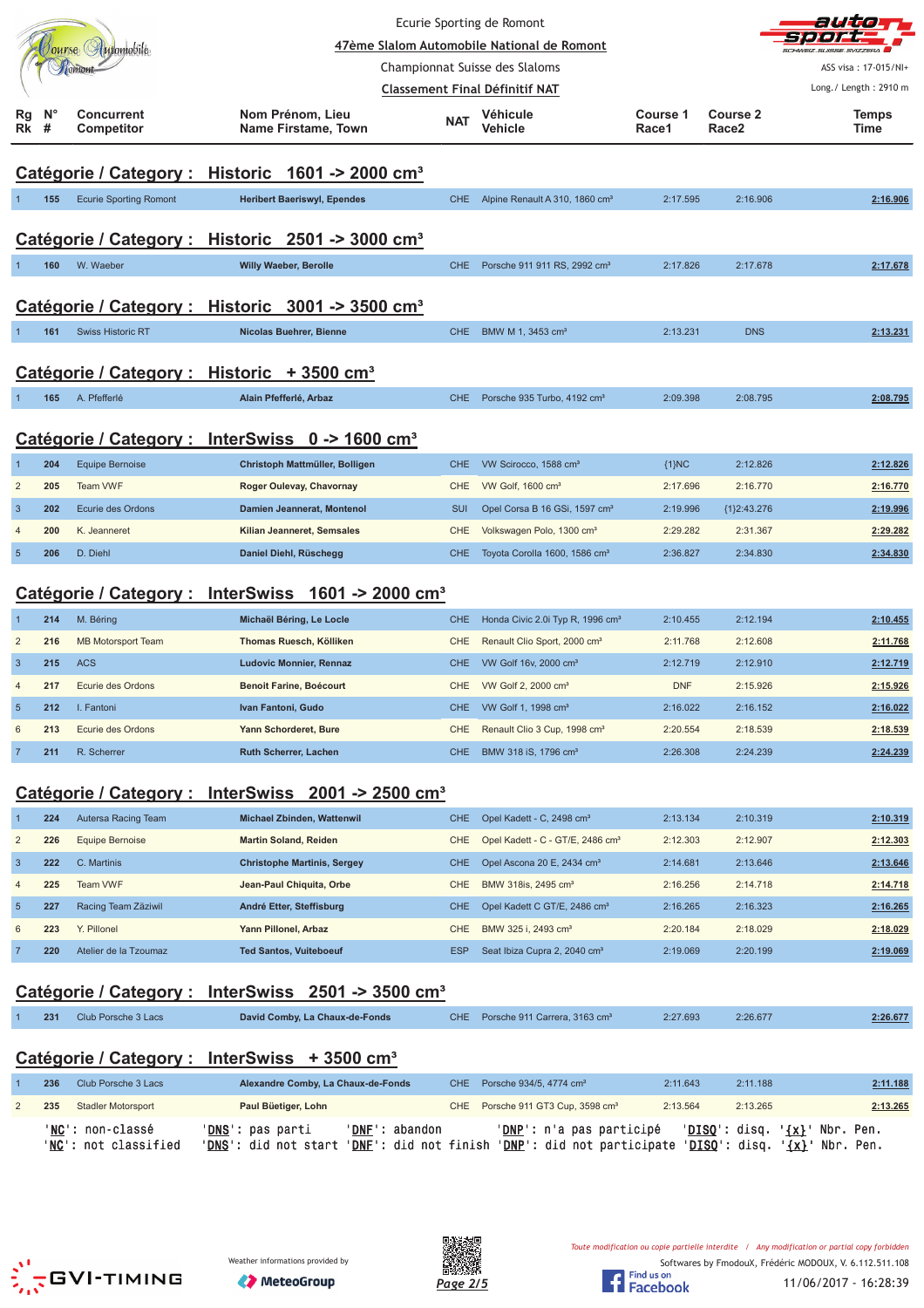Ecurie Sporting de Romont

47ème Slalom Automobile National de Romont

Championnat Suisse des Slaloms

Classement Final Définitif NAT

ASS visa : 17-015/NI+

Long./ Length : 2910 m

## Catégorie / Category : Historic 1601 -> 2000 cm³

| Rg Rk | N° # | Concurrent Competitor | Nom Prénom, Lieu Name Firstame, Town | NAT | Véhicule Vehicle | Course 1 Race1 | Course 2 Race2 | Temps Time |
|---|---|---|---|---|---|---|---|---|
| 1 | 155 | Ecurie Sporting Romont | **Heribert Baeriswyl, Ependes** | CHE | Alpine Renault A 310, 1860 cm³ | 2:17.595 | 2:16.906 | **2:16.906** |

## Catégorie / Category : Historic 2501 -> 3000 cm³

| Rg Rk | N° # | Concurrent Competitor | Nom Prénom, Lieu Name Firstame, Town | NAT | Véhicule Vehicle | Course 1 Race1 | Course 2 Race2 | Temps Time |
|---|---|---|---|---|---|---|---|---|
| 1 | 160 | W. Waeber | **Willy Waeber, Berolle** | CHE | Porsche 911 911 RS, 2992 cm³ | 2:17.826 | 2:17.678 | **2:17.678** |

## Catégorie / Category : Historic 3001 -> 3500 cm³

| Rg Rk | N° # | Concurrent Competitor | Nom Prénom, Lieu Name Firstame, Town | NAT | Véhicule Vehicle | Course 1 Race1 | Course 2 Race2 | Temps Time |
|---|---|---|---|---|---|---|---|---|
| 1 | 161 | Swiss Historic RT | **Nicolas Buehrer, Bienne** | CHE | BMW M 1, 3453 cm³ | 2:13.231 | DNS | **2:13.231** |

## Catégorie / Category : Historic + 3500 cm³

| Rg Rk | N° # | Concurrent Competitor | Nom Prénom, Lieu Name Firstame, Town | NAT | Véhicule Vehicle | Course 1 Race1 | Course 2 Race2 | Temps Time |
|---|---|---|---|---|---|---|---|---|
| 1 | 165 | A. Pfefferlé | **Alain Pfefferlé, Arbaz** | CHE | Porsche 935 Turbo, 4192 cm³ | 2:09.398 | 2:08.795 | **2:08.795** |

## Catégorie / Category : InterSwiss 0 -> 1600 cm³

| Rg Rk | N° # | Concurrent Competitor | Nom Prénom, Lieu Name Firstame, Town | NAT | Véhicule Vehicle | Course 1 Race1 | Course 2 Race2 | Temps Time |
|---|---|---|---|---|---|---|---|---|
| 1 | 204 | Equipe Bernoise | **Christoph Mattmüller, Bolligen** | CHE | VW Scirocco, 1588 cm³ | {1}NC | 2:12.826 | **2:12.826** |
| 2 | 205 | Team VWF | **Roger Oulevay, Chavornay** | CHE | VW Golf, 1600 cm³ | 2:17.696 | 2:16.770 | **2:16.770** |
| 3 | 202 | Ecurie des Ordons | **Damien Jeanneret, Montenol** | SUI | Opel Corsa B 16 GSi, 1597 cm³ | 2:19.996 | {1}2:43.276 | **2:19.996** |
| 4 | 200 | K. Jeanneret | **Kilian Jeanneret, Semsales** | CHE | Volkswagen Polo, 1300 cm³ | 2:29.282 | 2:31.367 | **2:29.282** |
| 5 | 206 | D. Diehl | **Daniel Diehl, Rüschegg** | CHE | Toyota Corolla 1600, 1586 cm³ | 2:36.827 | 2:34.830 | **2:34.830** |

## Catégorie / Category : InterSwiss 1601 -> 2000 cm³

| Rg Rk | N° # | Concurrent Competitor | Nom Prénom, Lieu Name Firstame, Town | NAT | Véhicule Vehicle | Course 1 Race1 | Course 2 Race2 | Temps Time |
|---|---|---|---|---|---|---|---|---|
| 1 | 214 | M. Béring | **Michaël Béring, Le Locle** | CHE | Honda Civic 2.0i Typ R, 1996 cm³ | 2:10.455 | 2:12.194 | **2:10.455** |
| 2 | 216 | MB Motorsport Team | **Thomas Ruesch, Kölliken** | CHE | Renault Clio Sport, 2000 cm³ | 2:11.768 | 2:12.608 | **2:11.768** |
| 3 | 215 | ACS | **Ludovic Monnier, Rennaz** | CHE | VW Golf 16v, 2000 cm³ | 2:12.719 | 2:12.910 | **2:12.719** |
| 4 | 217 | Ecurie des Ordons | **Benoit Farine, Boécourt** | CHE | VW Golf 2, 2000 cm³ | DNF | 2:15.926 | **2:15.926** |
| 5 | 212 | I. Fantoni | **Ivan Fantoni, Gudo** | CHE | VW Golf 1, 1998 cm³ | 2:16.022 | 2:16.152 | **2:16.022** |
| 6 | 213 | Ecurie des Ordons | **Yann Schorderet, Bure** | CHE | Renault Clio 3 Cup, 1998 cm³ | 2:20.554 | 2:18.539 | **2:18.539** |
| 7 | 211 | R. Scherrer | **Ruth Scherrer, Lachen** | CHE | BMW 318 iS, 1796 cm³ | 2:26.308 | 2:24.239 | **2:24.239** |

## Catégorie / Category : InterSwiss 2001 -> 2500 cm³

| Rg Rk | N° # | Concurrent Competitor | Nom Prénom, Lieu Name Firstame, Town | NAT | Véhicule Vehicle | Course 1 Race1 | Course 2 Race2 | Temps Time |
|---|---|---|---|---|---|---|---|---|
| 1 | 224 | Autersa Racing Team | **Michael Zbinden, Wattenwil** | CHE | Opel Kadett - C, 2498 cm³ | 2:13.134 | 2:10.319 | **2:10.319** |
| 2 | 226 | Equipe Bernoise | **Martin Soland, Reiden** | CHE | Opel Kadett - C - GT/E, 2486 cm³ | 2:12.303 | 2:12.907 | **2:12.303** |
| 3 | 222 | C. Martinis | **Christophe Martinis, Sergey** | CHE | Opel Ascona 20 E, 2434 cm³ | 2:14.681 | 2:13.646 | **2:13.646** |
| 4 | 225 | Team VWF | **Jean-Paul Chiquita, Orbe** | CHE | BMW 318is, 2495 cm³ | 2:16.256 | 2:14.718 | **2:14.718** |
| 5 | 227 | Racing Team Zäziwil | **André Etter, Steffisburg** | CHE | Opel Kadett C GT/E, 2486 cm³ | 2:16.265 | 2:16.323 | **2:16.265** |
| 6 | 223 | Y. Pillonel | **Yann Pillonel, Arbaz** | CHE | BMW 325 i, 2493 cm³ | 2:20.184 | 2:18.029 | **2:18.029** |
| 7 | 220 | Atelier de la Tzoumaz | **Ted Santos, Vuiteboeuf** | ESP | Seat Ibiza Cupra 2, 2040 cm³ | 2:19.069 | 2:20.199 | **2:19.069** |

## Catégorie / Category : InterSwiss 2501 -> 3500 cm³

| Rg Rk | N° # | Concurrent Competitor | Nom Prénom, Lieu Name Firstame, Town | NAT | Véhicule Vehicle | Course 1 Race1 | Course 2 Race2 | Temps Time |
|---|---|---|---|---|---|---|---|---|
| 1 | 231 | Club Porsche 3 Lacs | **David Comby, La Chaux-de-Fonds** | CHE | Porsche 911 Carrera, 3163 cm³ | 2:27.693 | 2:26.677 | **2:26.677** |

## Catégorie / Category : InterSwiss + 3500 cm³

| Rg Rk | N° # | Concurrent Competitor | Nom Prénom, Lieu Name Firstame, Town | NAT | Véhicule Vehicle | Course 1 Race1 | Course 2 Race2 | Temps Time |
|---|---|---|---|---|---|---|---|---|
| 1 | 236 | Club Porsche 3 Lacs | **Alexandre Comby, La Chaux-de-Fonds** | CHE | Porsche 934/5, 4774 cm³ | 2:11.643 | 2:11.188 | **2:11.188** |
| 2 | 235 | Stadler Motorsport | **Paul Büetiger, Lohn** | CHE | Porsche 911 GT3 Cup, 3598 cm³ | 2:13.564 | 2:13.265 | **2:13.265** |

'**NC**': non-classé '**DNS**': pas parti '**DNF**': abandon '**DNP**': n'a pas participé '**DISQ**': disq. '**{x}**' Nbr. Pen.
'**NC**': not classified '**DNS**': did not start '**DNF**': did not finish '**DNP**': did not participate '**DISQ**': disq. '**{x}**' Nbr. Pen.

Weather informations provided by MeteoGroup

*Toute modification ou copie partielle interdite / Any modification or partial copy forbidden*

Softwares by FmodouX, Frédéric MODOUX, V. 6.112.511.108

11/06/2017 - 16:28:39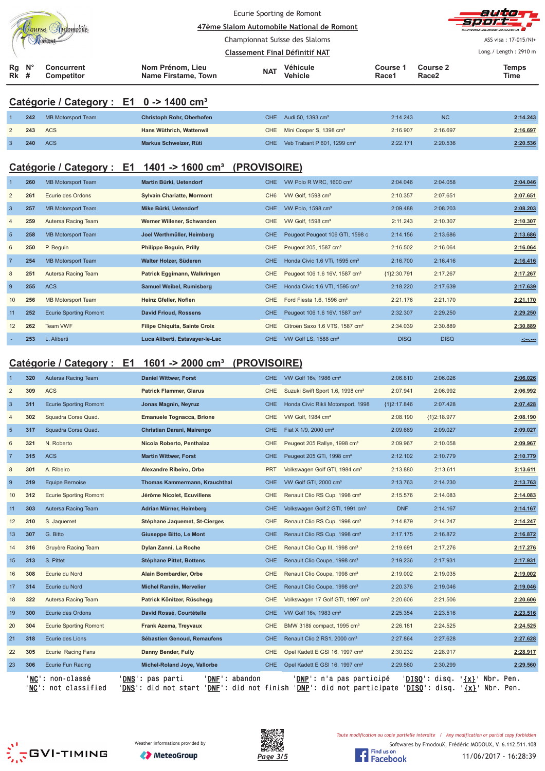Ecurie Sporting de Romont

47ème Slalom Automobile National de Romont

Championnat Suisse des Slaloms

Classement Final Définitif NAT

ASS visa : 17-015/NI+

Long./ Length : 2910 m

## Catégorie / Category : E1 0 -> 1400 cm³

| Rg Rk | N° # | Concurrent Competitor | Nom Prénom, Lieu Name Firstame, Town | NAT | Véhicule Vehicle | Course 1 Race1 | Course 2 Race2 | Temps Time |
|---|---|---|---|---|---|---|---|---|
| 1 | 242 | MB Motorsport Team | Christoph Rohr, Oberhofen | CHE | Audi 50, 1393 cm³ | 2:14.243 | NC | 2:14.243 |
| 2 | 243 | ACS | Hans Wüthrich, Wattenwil | CHE | Mini Cooper S, 1398 cm³ | 2:16.907 | 2:16.697 | 2:16.697 |
| 3 | 240 | ACS | Markus Schweizer, Rüti | CHE | Veb Trabant P 601, 1299 cm³ | 2:22.171 | 2:20.536 | 2:20.536 |

## Catégorie / Category : E1 1401 -> 1600 cm³ (PROVISOIRE)

| Rg Rk | N° # | Concurrent Competitor | Nom Prénom, Lieu Name Firstame, Town | NAT | Véhicule Vehicle | Course 1 Race1 | Course 2 Race2 | Temps Time |
|---|---|---|---|---|---|---|---|---|
| 1 | 260 | MB Motorsport Team | Martin Bürki, Uetendorf | CHE | VW Polo R WRC, 1600 cm³ | 2:04.046 | 2:04.058 | 2:04.046 |
| 2 | 261 | Ecurie des Ordons | Sylvain Chariatte, Mormont | CH6 | VW Golf, 1598 cm³ | 2:10.357 | 2:07.651 | 2:07.651 |
| 3 | 257 | MB Motorsport Team | Mike Bürki, Uetendorf | CHE | VW Polo, 1598 cm³ | 2:09.488 | 2:08.203 | 2:08.203 |
| 4 | 259 | Autersa Racing Team | Werner Willener, Schwanden | CHE | VW Golf, 1598 cm³ | 2:11.243 | 2:10.307 | 2:10.307 |
| 5 | 258 | MB Motorsport Team | Joel Werthmüller, Heimberg | CHE | Peugeot Peugeot 106 GTI, 1598 c | 2:14.156 | 2:13.686 | 2:13.686 |
| 6 | 250 | P. Beguin | Philippe Beguin, Prilly | CHE | Peugeot 205, 1587 cm³ | 2:16.502 | 2:16.064 | 2:16.064 |
| 7 | 254 | MB Motorsport Team | Walter Holzer, Süderen | CHE | Honda Civic 1.6 VTi, 1595 cm³ | 2:16.700 | 2:16.416 | 2:16.416 |
| 8 | 251 | Autersa Racing Team | Patrick Eggimann, Walkringen | CHE | Peugeot 106 1.6 16V, 1587 cm³ | {1}2:30.791 | 2:17.267 | 2:17.267 |
| 9 | 255 | ACS | Samuel Weibel, Rumisberg | CHE | Honda Civic 1.6 VTI, 1595 cm³ | 2:18.220 | 2:17.639 | 2:17.639 |
| 10 | 256 | MB Motorsport Team | Heinz Gfeller, Noflen | CHE | Ford Fiesta 1.6, 1596 cm³ | 2:21.176 | 2:21.170 | 2:21.170 |
| 11 | 252 | Ecurie Sporting Romont | David Frioud, Rossens | CHE | Peugeot 106 1.6 16V, 1587 cm³ | 2:32.307 | 2:29.250 | 2:29.250 |
| 12 | 262 | Team VWF | Filipe Chiquita, Sainte Croix | CHE | Citroën Saxo 1.6 VTS, 1587 cm³ | 2:34.039 | 2:30.889 | 2:30.889 |
| - | 253 | L. Aliberti | Luca Aliberti, Estavayer-le-Lac | CHE | VW Golf LS, 1588 cm³ | DISQ | DISQ | -:--.--- |

## Catégorie / Category : E1 1601 -> 2000 cm³ (PROVISOIRE)

| Rg Rk | N° # | Concurrent Competitor | Nom Prénom, Lieu Name Firstame, Town | NAT | Véhicule Vehicle | Course 1 Race1 | Course 2 Race2 | Temps Time |
|---|---|---|---|---|---|---|---|---|
| 1 | 320 | Autersa Racing Team | Daniel Wittwer, Forst | CHE | VW Golf 16v, 1986 cm³ | 2:06.810 | 2:06.026 | 2:06.026 |
| 2 | 309 | ACS | Patrick Swift, Glarus | CHE | Suzuki Swift Sport 1.6, 1998 cm³ | 2:07.941 | 2:06.992 | 2:06.992 |
| 3 | 311 | Ecurie Sporting Romont | Jonas Magnin, Neyruz | CHE | Honda Civic Rikli Motorsport, 1998 | {1}2:17.846 | 2:07.428 | 2:07.428 |
| 4 | 302 | Squadra Corse Quad. | Emanuele Tognacca, Brione | CHE | VW Golf, 1984 cm³ | 2:08.190 | {1}2:18.977 | 2:08.190 |
| 5 | 317 | Squadra Corse Quad. | Christian Darani, Mairengo | CHE | Fiat X 1/9, 2000 cm³ | 2:09.669 | 2:09.027 | 2:09.027 |
| 6 | 321 | N. Roberto | Nicola Roberto, Penthalaz | CHE | Peugeot 205 Rallye, 1998 cm³ | 2:09.967 | 2:10.058 | 2:09.967 |
| 7 | 315 | ACS | Martin Wittwer, Forst | CHE | Peugeot 205 GTi, 1998 cm³ | 2:12.102 | 2:10.779 | 2:10.779 |
| 8 | 301 | A. Ribeiro | Alexandre Ribeiro, Orbe | PRT | Volkswagen Golf GTI, 1984 cm³ | 2:13.880 | 2:13.611 | 2:13.611 |
| 9 | 319 | Equipe Bernoise | Thomas Kammermann, Krauchthal | CHE | VW Golf GTI, 2000 cm³ | 2:13.763 | 2:14.230 | 2:13.763 |
| 10 | 312 | Ecurie Sporting Romont | Jérôme Nicolet, Ecuvillens | CHE | Renault Clio RS Cup, 1998 cm³ | 2:15.576 | 2:14.083 | 2:14.083 |
| 11 | 303 | Autersa Racing Team | Adrian Mürner, Heimberg | CHE | Volkswagen Golf 2 GTI, 1991 cm³ | DNF | 2:14.167 | 2:14.167 |
| 12 | 310 | S. Jaquemet | Stéphane Jaquemet, St-Cierges | CHE | Renault Clio RS Cup, 1998 cm³ | 2:14.879 | 2:14.247 | 2:14.247 |
| 13 | 307 | G. Bitto | Giuseppe Bitto, Le Mont | CHE | Renault Clio RS Cup, 1998 cm³ | 2:17.175 | 2:16.872 | 2:16.872 |
| 14 | 316 | Gruyère Racing Team | Dylan Zanni, La Roche | CHE | Renault Clio Cup III, 1998 cm³ | 2:19.691 | 2:17.276 | 2:17.276 |
| 15 | 313 | S. Pittet | Stéphane Pittet, Bottens | CHE | Renault Clio Coupe, 1998 cm³ | 2:19.236 | 2:17.931 | 2:17.931 |
| 16 | 308 | Ecurie du Nord | Alain Bombardier, Orbe | CHE | Renault Clio Coupe, 1998 cm³ | 2:19.002 | 2:19.035 | 2:19.002 |
| 17 | 314 | Ecurie du Nord | Michel Randin, Mervelier | CHE | Renault Clio Coupe, 1998 cm³ | 2:20.376 | 2:19.046 | 2:19.046 |
| 18 | 322 | Autersa Racing Team | Patrick Könitzer, Rüschegg | CHE | Volkswagen 17 Golf GTI, 1997 cm³ | 2:20.606 | 2:21.506 | 2:20.606 |
| 19 | 300 | Ecurie des Ordons | David Rossé, Courtételle | CHE | VW Golf 16v, 1983 cm³ | 2:25.354 | 2:23.516 | 2:23.516 |
| 20 | 304 | Ecurie Sporting Romont | Frank Azema, Treyvaux | CHE | BMW 318ti compact, 1995 cm³ | 2:26.181 | 2:24.525 | 2:24.525 |
| 21 | 318 | Ecurie des Lions | Sébastien Genoud, Remaufens | CHE | Renault Clio 2 RS1, 2000 cm³ | 2:27.864 | 2:27.628 | 2:27.628 |
| 22 | 305 | Ecurie Racing Fans | Danny Bender, Fully | CHE | Opel Kadett E GSI 16, 1997 cm³ | 2:30.232 | 2:28.917 | 2:28.917 |
| 23 | 306 | Ecurie Fun Racing | Michel-Roland Joye, Vallorbe | CHE | Opel Kadett E GSI 16, 1997 cm³ | 2:29.560 | 2:30.299 | 2:29.560 |

'NC': non-classé 'DNS': pas parti 'DNF': abandon 'DNP': n'a pas participé 'DISQ': disq. '{x}' Nbr. Pen.
'NC': not classified 'DNS': did not start 'DNF': did not finish 'DNP': did not participate 'DISQ': disq. '{x}' Nbr. Pen.

Weather informations provided by MeteoGroup

*Toute modification ou copie partielle interdite / Any modification or partial copy forbidden*

Softwares by FmodouX, Frédéric MODOUX, V. 6.112.511.108

11/06/2017 - 16:28:39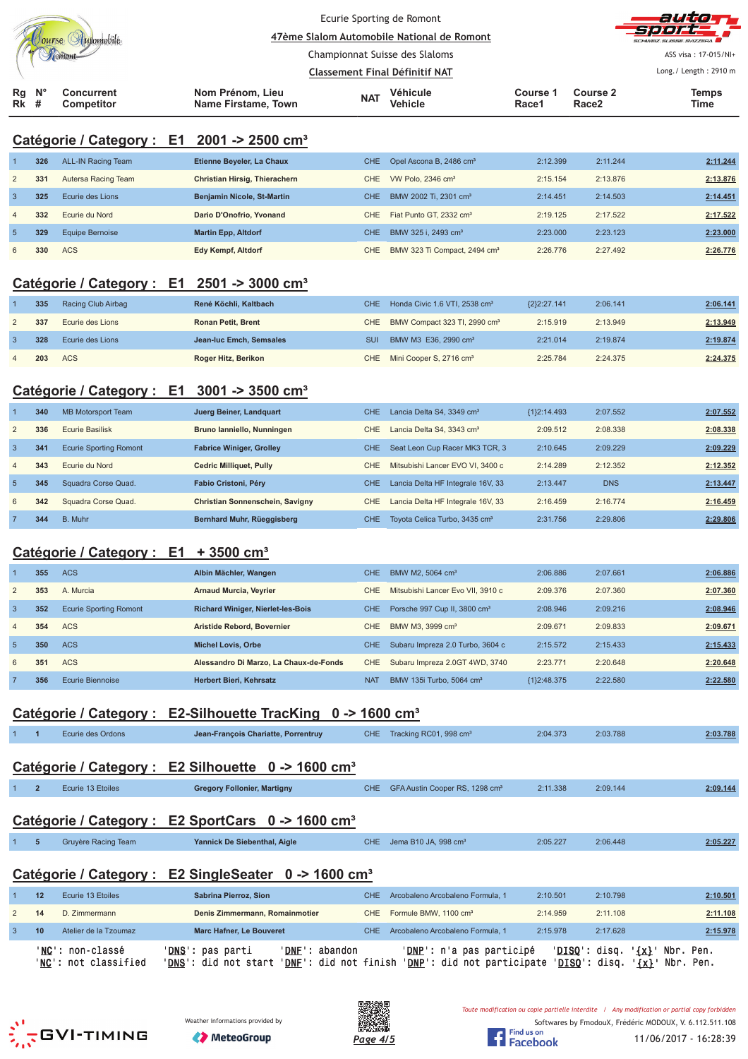Ecurie Sporting de Romont

47ème Slalom Automobile National de Romont

Championnat Suisse des Slaloms

Classement Final Définitif NAT

ASS visa : 17-015/NI+

Long./ Length : 2910 m

## Catégorie / Category : E1 2001 -> 2500 cm³

| Rg Rk | N° # | Concurrent Competitor | Nom Prénom, Lieu Name Firstame, Town | NAT | Véhicule Vehicle | Course 1 Race1 | Course 2 Race2 | Temps Time |
|---|---|---|---|---|---|---|---|---|
| 1 | 326 | ALL-IN Racing Team | Etienne Beyeler, La Chaux | CHE | Opel Ascona B, 2486 cm³ | 2:12.399 | 2:11.244 | 2:11.244 |
| 2 | 331 | Autersa Racing Team | Christian Hirsig, Thierachern | CHE | VW Polo, 2346 cm³ | 2:15.154 | 2:13.876 | 2:13.876 |
| 3 | 325 | Ecurie des Lions | Benjamin Nicole, St-Martin | CHE | BMW 2002 Ti, 2301 cm³ | 2:14.451 | 2:14.503 | 2:14.451 |
| 4 | 332 | Ecurie du Nord | Dario D'Onofrio, Yvonand | CHE | Fiat Punto GT, 2332 cm³ | 2:19.125 | 2:17.522 | 2:17.522 |
| 5 | 329 | Equipe Bernoise | Martin Epp, Altdorf | CHE | BMW 325 i, 2493 cm³ | 2:23.000 | 2:23.123 | 2:23.000 |
| 6 | 330 | ACS | Edy Kempf, Altdorf | CHE | BMW 323 Ti Compact, 2494 cm³ | 2:26.776 | 2:27.492 | 2:26.776 |

## Catégorie / Category : E1 2501 -> 3000 cm³

| Rg Rk | N° # | Concurrent Competitor | Nom Prénom, Lieu Name Firstame, Town | NAT | Véhicule Vehicle | Course 1 Race1 | Course 2 Race2 | Temps Time |
|---|---|---|---|---|---|---|---|---|
| 1 | 335 | Racing Club Airbag | René Köchli, Kaltbach | CHE | Honda Civic 1.6 VTI, 2538 cm³ | {2}2:27.141 | 2:06.141 | 2:06.141 |
| 2 | 337 | Ecurie des Lions | Ronan Petit, Brent | CHE | BMW Compact 323 TI, 2990 cm³ | 2:15.919 | 2:13.949 | 2:13.949 |
| 3 | 328 | Ecurie des Lions | Jean-luc Emch, Semsales | SUI | BMW M3 E36, 2990 cm³ | 2:21.014 | 2:19.874 | 2:19.874 |
| 4 | 203 | ACS | Roger Hitz, Berikon | CHE | Mini Cooper S, 2716 cm³ | 2:25.784 | 2:24.375 | 2:24.375 |

## Catégorie / Category : E1 3001 -> 3500 cm³

| Rg Rk | N° # | Concurrent Competitor | Nom Prénom, Lieu Name Firstame, Town | NAT | Véhicule Vehicle | Course 1 Race1 | Course 2 Race2 | Temps Time |
|---|---|---|---|---|---|---|---|---|
| 1 | 340 | MB Motorsport Team | Juerg Beiner, Landquart | CHE | Lancia Delta S4, 3349 cm³ | {1}2:14.493 | 2:07.552 | 2:07.552 |
| 2 | 336 | Ecurie Basilisk | Bruno Ianniello, Nunningen | CHE | Lancia Delta S4, 3343 cm³ | 2:09.512 | 2:08.338 | 2:08.338 |
| 3 | 341 | Ecurie Sporting Romont | Fabrice Winiger, Grolley | CHE | Seat Leon Cup Racer MK3 TCR, 3 | 2:10.645 | 2:09.229 | 2:09.229 |
| 4 | 343 | Ecurie du Nord | Cedric Milliquet, Pully | CHE | Mitsubishi Lancer EVO VI, 3400 c | 2:14.289 | 2:12.352 | 2:12.352 |
| 5 | 345 | Squadra Corse Quad. | Fabio Cristoni, Péry | CHE | Lancia Delta HF Integrale 16V, 33 | 2:13.447 | DNS | 2:13.447 |
| 6 | 342 | Squadra Corse Quad. | Christian Sonnenschein, Savigny | CHE | Lancia Delta HF Integrale 16V, 33 | 2:16.459 | 2:16.774 | 2:16.459 |
| 7 | 344 | B. Muhr | Bernhard Muhr, Rüeggisberg | CHE | Toyota Celica Turbo, 3435 cm³ | 2:31.756 | 2:29.806 | 2:29.806 |

## Catégorie / Category : E1 + 3500 cm³

| Rg Rk | N° # | Concurrent Competitor | Nom Prénom, Lieu Name Firstame, Town | NAT | Véhicule Vehicle | Course 1 Race1 | Course 2 Race2 | Temps Time |
|---|---|---|---|---|---|---|---|---|
| 1 | 355 | ACS | Albin Mächler, Wangen | CHE | BMW M2, 5064 cm³ | 2:06.886 | 2:07.661 | 2:06.886 |
| 2 | 353 | A. Murcia | Arnaud Murcia, Veyrier | CHE | Mitsubishi Lancer Evo VII, 3910 c | 2:09.376 | 2:07.360 | 2:07.360 |
| 3 | 352 | Ecurie Sporting Romont | Richard Winiger, Nierlet-les-Bois | CHE | Porsche 997 Cup II, 3800 cm³ | 2:08.946 | 2:09.216 | 2:08.946 |
| 4 | 354 | ACS | Aristide Rebord, Bovernier | CHE | BMW M3, 3999 cm³ | 2:09.671 | 2:09.833 | 2:09.671 |
| 5 | 350 | ACS | Michel Lovis, Orbe | CHE | Subaru Impreza 2.0 Turbo, 3604 c | 2:15.572 | 2:15.433 | 2:15.433 |
| 6 | 351 | ACS | Alessandro Di Marzo, La Chaux-de-Fonds | CHE | Subaru Impreza 2.0GT 4WD, 3740 | 2:23.771 | 2:20.648 | 2:20.648 |
| 7 | 356 | Ecurie Biennoise | Herbert Bieri, Kehrsatz | NAT | BMW 135i Turbo, 5064 cm³ | {1}2:48.375 | 2:22.580 | 2:22.580 |

## Catégorie / Category : E2-Silhouette TracKing 0 -> 1600 cm³

| Rg Rk | N° # | Concurrent Competitor | Nom Prénom, Lieu Name Firstame, Town | NAT | Véhicule Vehicle | Course 1 Race1 | Course 2 Race2 | Temps Time |
|---|---|---|---|---|---|---|---|---|
| 1 | 1 | Ecurie des Ordons | Jean-François Chariatte, Porrentruy | CHE | Tracking RC01, 998 cm³ | 2:04.373 | 2:03.788 | 2:03.788 |

## Catégorie / Category : E2 Silhouette 0 -> 1600 cm³

| Rg Rk | N° # | Concurrent Competitor | Nom Prénom, Lieu Name Firstame, Town | NAT | Véhicule Vehicle | Course 1 Race1 | Course 2 Race2 | Temps Time |
|---|---|---|---|---|---|---|---|---|
| 1 | 2 | Ecurie 13 Etoiles | Gregory Follonier, Martigny | CHE | GFA Austin Cooper RS, 1298 cm³ | 2:11.338 | 2:09.144 | 2:09.144 |

## Catégorie / Category : E2 SportCars 0 -> 1600 cm³

| Rg Rk | N° # | Concurrent Competitor | Nom Prénom, Lieu Name Firstame, Town | NAT | Véhicule Vehicle | Course 1 Race1 | Course 2 Race2 | Temps Time |
|---|---|---|---|---|---|---|---|---|
| 1 | 5 | Gruyère Racing Team | Yannick De Siebenthal, Aigle | CHE | Jema B10 JA, 998 cm³ | 2:05.227 | 2:06.448 | 2:05.227 |

## Catégorie / Category : E2 SingleSeater 0 -> 1600 cm³

| Rg Rk | N° # | Concurrent Competitor | Nom Prénom, Lieu Name Firstame, Town | NAT | Véhicule Vehicle | Course 1 Race1 | Course 2 Race2 | Temps Time |
|---|---|---|---|---|---|---|---|---|
| 1 | 12 | Ecurie 13 Etoiles | Sabrina Pierroz, Sion | CHE | Arcobaleno Arcobaleno Formula, 1 | 2:10.501 | 2:10.798 | 2:10.501 |
| 2 | 14 | D. Zimmermann | Denis Zimmermann, Romainmotier | CHE | Formule BMW, 1100 cm³ | 2:14.959 | 2:11.108 | 2:11.108 |
| 3 | 10 | Atelier de la Tzoumaz | Marc Hafner, Le Bouveret | CHE | Arcobaleno Arcobaleno Formula, 1 | 2:15.978 | 2:17.628 | 2:15.978 |

'NC': non-classé 'DNS': pas parti 'DNF': abandon 'DNP': n'a pas participé 'DISQ': disq. '{x}' Nbr. Pen.
'NC': not classified 'DNS': did not start 'DNF': did not finish 'DNP': did not participate 'DISQ': disq. '{x}' Nbr. Pen.

Weather informations provided by MeteoGroup

Toute modification ou copie partielle interdite / Any modification or partial copy forbidden

Softwares by FmodouX, Frédéric MODOUX, V. 6.112.511.108

11/06/2017 - 16:28:39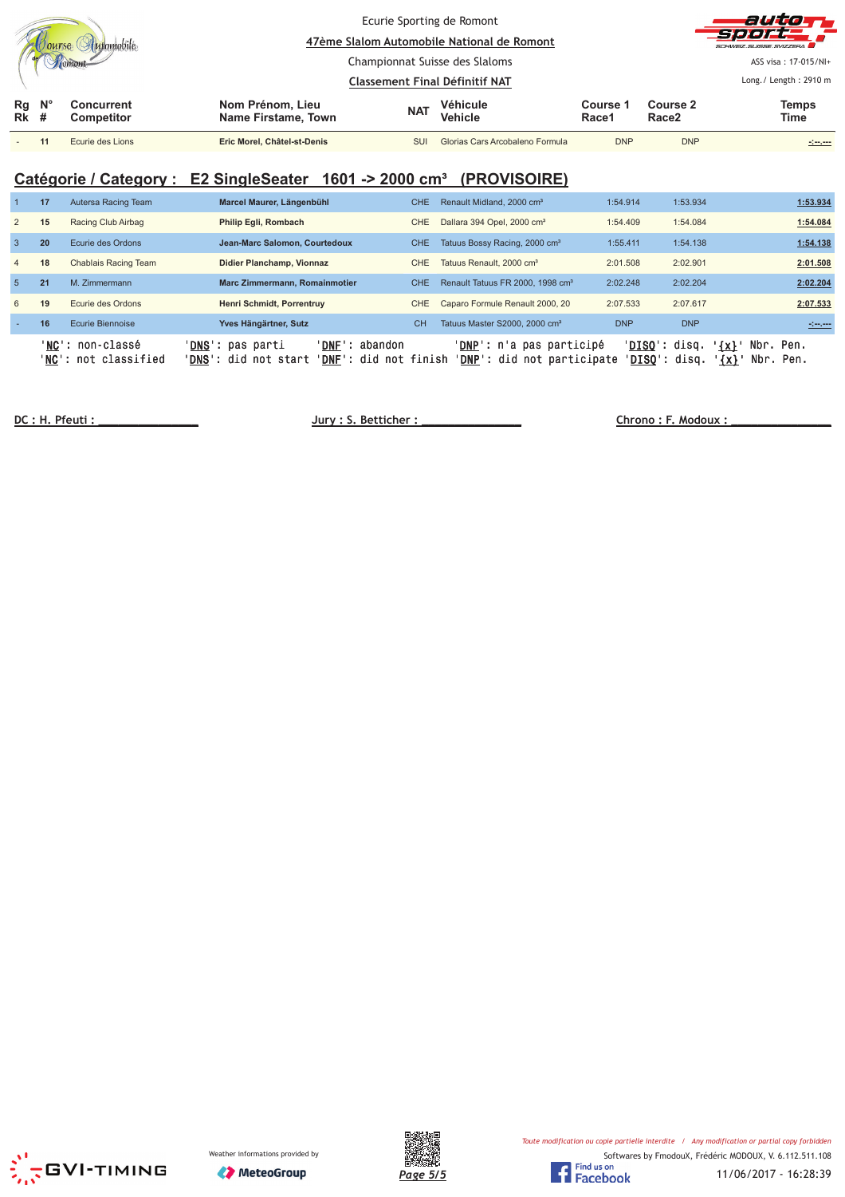Ecurie Sporting de Romont

47ème Slalom Automobile National de Romont

Championnat Suisse des Slaloms

Classement Final Définitif NAT

ASS visa : 17-015/NI+

Long./ Length : 2910 m

| Rg Rk | N° # | Concurrent Competitor | Nom Prénom, Lieu Name Firstame, Town | NAT | Véhicule Vehicle | Course 1 Race1 | Course 2 Race2 | Temps Time |
|---|---|---|---|---|---|---|---|---|
| - | 11 | Ecurie des Lions | **Eric Morel, Châtel-st-Denis** | SUI | Glorias Cars Arcobaleno Formula | DNP | DNP | -:--.--- |

## Catégorie / Category : E2 SingleSeater 1601 -> 2000 cm³ (PROVISOIRE)

| Rg Rk | N° # | Concurrent Competitor | Nom Prénom, Lieu Name Firstame, Town | NAT | Véhicule Vehicle | Course 1 Race1 | Course 2 Race2 | Temps Time |
|---|---|---|---|---|---|---|---|---|
| 1 | 17 | Autersa Racing Team | **Marcel Maurer, Längenbühl** | CHE | Renault Midland, 2000 cm³ | 1:54.914 | 1:53.934 | **1:53.934** |
| 2 | 15 | Racing Club Airbag | **Philip Egli, Rombach** | CHE | Dallara 394 Opel, 2000 cm³ | 1:54.409 | 1:54.084 | **1:54.084** |
| 3 | 20 | Ecurie des Ordons | **Jean-Marc Salomon, Courtedoux** | CHE | Tatuus Bossy Racing, 2000 cm³ | 1:55.411 | 1:54.138 | **1:54.138** |
| 4 | 18 | Chablais Racing Team | **Didier Planchamp, Vionnaz** | CHE | Tatuus Renault, 2000 cm³ | 2:01.508 | 2:02.901 | **2:01.508** |
| 5 | 21 | M. Zimmermann | **Marc Zimmermann, Romainmotier** | CHE | Renault Tatuus FR 2000, 1998 cm³ | 2:02.248 | 2:02.204 | **2:02.204** |
| 6 | 19 | Ecurie des Ordons | **Henri Schmidt, Porrentruy** | CHE | Caparo Formule Renault 2000, 20 | 2:07.533 | 2:07.617 | **2:07.533** |
| - | 16 | Ecurie Biennoise | **Yves Hängärtner, Sutz** | CH | Tatuus Master S2000, 2000 cm³ | DNP | DNP | -:--.--- |

'NC': non-classé 'DNS': pas parti 'DNF': abandon 'DNP': n'a pas participé 'DISQ': disq. '{x}' Nbr. Pen.
'NC': not classified 'DNS': did not start 'DNF': did not finish 'DNP': did not participate 'DISQ': disq. '{x}' Nbr. Pen.

DC : H. Pfeuti : _______________ Jury : S. Betticher : _______________ Chrono : F. Modoux : _______________

Weather informations provided by MeteoGroup

*Toute modification ou copie partielle interdite / Any modification or partial copy forbidden*

Softwares by FmodouX, Frédéric MODOUX, V. 6.112.511.108

11/06/2017 - 16:28:39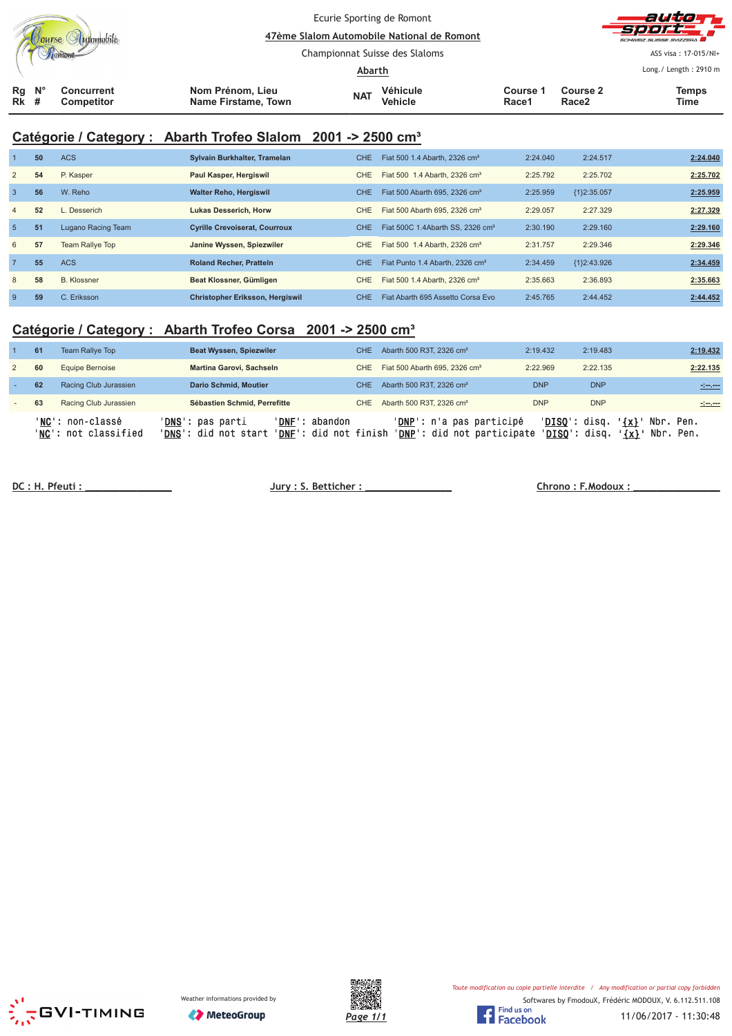Ecurie Sporting de Romont

**47ème Slalom Automobile National de Romont**

Championnat Suisse des Slaloms

**Abarth**

ASS visa : 17-015/NI+

Long./ Length : 2910 m

## Catégorie / Category : Abarth Trofeo Slalom 2001 -> 2500 cm³

| Rg Rk | N° # | Concurrent Competitor | Nom Prénom, Lieu Name Firstame, Town | NAT | Véhicule Vehicle | Course 1 Race1 | Course 2 Race2 | Temps Time |
|---|---|---|---|---|---|---|---|---|
| 1 | 50 | ACS | Sylvain Burkhalter, Tramelan | CHE | Fiat 500 1.4 Abarth, 2326 cm³ | 2:24.040 | 2:24.517 | 2:24.040 |
| 2 | 54 | P. Kasper | Paul Kasper, Hergiswil | CHE | Fiat 500 1.4 Abarth, 2326 cm³ | 2:25.792 | 2:25.702 | 2:25.702 |
| 3 | 56 | W. Reho | Walter Reho, Hergiswil | CHE | Fiat 500 Abarth 695, 2326 cm³ | 2:25.959 | {1}2:35.057 | 2:25.959 |
| 4 | 52 | L. Desserich | Lukas Desserich, Horw | CHE | Fiat 500 Abarth 695, 2326 cm³ | 2:29.057 | 2:27.329 | 2:27.329 |
| 5 | 51 | Lugano Racing Team | Cyrille Crevoiserat, Courroux | CHE | Fiat 500C 1.4Abarth SS, 2326 cm³ | 2:30.190 | 2:29.160 | 2:29.160 |
| 6 | 57 | Team Rallye Top | Janine Wyssen, Spiezwiler | CHE | Fiat 500 1.4 Abarth, 2326 cm³ | 2:31.757 | 2:29.346 | 2:29.346 |
| 7 | 55 | ACS | Roland Recher, Pratteln | CHE | Fiat Punto 1.4 Abarth, 2326 cm³ | 2:34.459 | {1}2:43.926 | 2:34.459 |
| 8 | 58 | B. Klossner | Beat Klossner, Gümligen | CHE | Fiat 500 1.4 Abarth, 2326 cm³ | 2:35.663 | 2:36.893 | 2:35.663 |
| 9 | 59 | C. Eriksson | Christopher Eriksson, Hergiswil | CHE | Fiat Abarth 695 Assetto Corsa Evo | 2:45.765 | 2:44.452 | 2:44.452 |

## Catégorie / Category : Abarth Trofeo Corsa 2001 -> 2500 cm³

| Rg Rk | N° # | Concurrent Competitor | Nom Prénom, Lieu Name Firstame, Town | NAT | Véhicule Vehicle | Course 1 Race1 | Course 2 Race2 | Temps Time |
|---|---|---|---|---|---|---|---|---|
| 1 | 61 | Team Rallye Top | Beat Wyssen, Spiezwiler | CHE | Abarth 500 R3T, 2326 cm³ | 2:19.432 | 2:19.483 | 2:19.432 |
| 2 | 60 | Equipe Bernoise | Martina Garovi, Sachseln | CHE | Fiat 500 Abarth 695, 2326 cm³ | 2:22.969 | 2:22.135 | 2:22.135 |
| - | 62 | Racing Club Jurassien | Dario Schmid, Moutier | CHE | Abarth 500 R3T, 2326 cm³ | DNP | DNP | -:--.--- |
| - | 63 | Racing Club Jurassien | Sébastien Schmid, Perrefitte | CHE | Abarth 500 R3T, 2326 cm³ | DNP | DNP | -:--.--- |

'NC': non-classé 'DNS': pas parti 'DNF': abandon 'DNP': n'a pas participé 'DISQ': disq. '{x}' Nbr. Pen.
'NC': not classified 'DNS': did not start 'DNF': did not finish 'DNP': did not participate 'DISQ': disq. '{x}' Nbr. Pen.

DC : H. Pfeuti : _______________ Jury : S. Betticher : _______________ Chrono : F.Modoux : _______________

Weather informations provided by MeteoGroup

*Toute modification ou copie partielle interdite / Any modification or partial copy forbidden*

Softwares by FmodouX, Frédéric MODOUX, V. 6.112.511.108

11/06/2017 - 11:30:48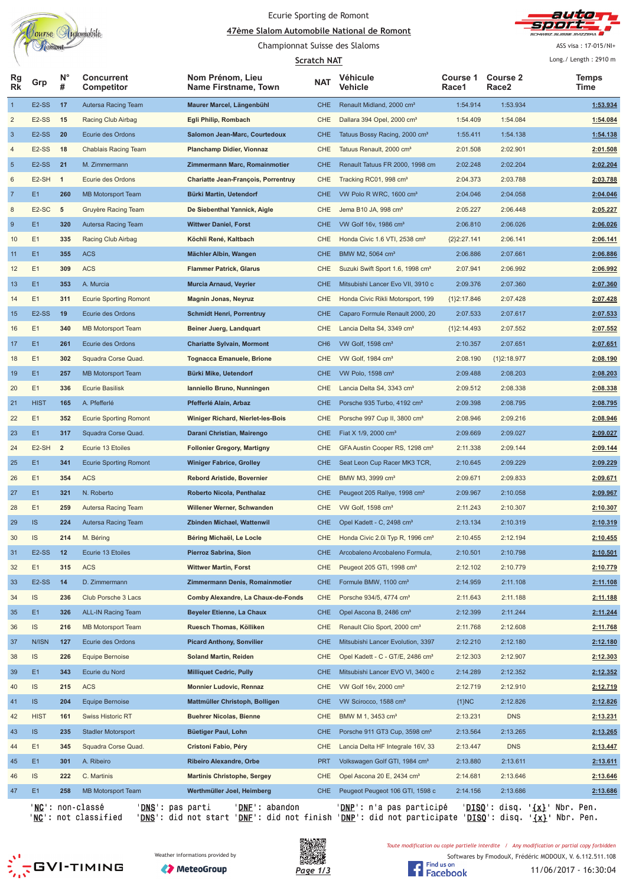Ecurie Sporting de Romont

**47ème Slalom Automobile National de Romont**

Championnat Suisse des Slaloms

**Scratch NAT**

ASS visa : 17-015/NI+

Long./ Length : 2910 m

| Rg Rk | Grp | N° # | Concurrent Competitor | Nom Prénom, Lieu Name Firstname, Town | NAT | Véhicule Vehicle | Course 1 Race1 | Course 2 Race2 | Temps Time |
|---|---|---|---|---|---|---|---|---|---|
| 1 | E2-SS | 17 | Autersa Racing Team | **Maurer Marcel, Längenbühl** | CHE | Renault Midland, 2000 cm³ | 1:54.914 | 1:53.934 | **1:53.934** |
| 2 | E2-SS | 15 | Racing Club Airbag | **Egli Philip, Rombach** | CHE | Dallara 394 Opel, 2000 cm³ | 1:54.409 | 1:54.084 | **1:54.084** |
| 3 | E2-SS | 20 | Ecurie des Ordons | **Salomon Jean-Marc, Courtedoux** | CHE | Tatuus Bossy Racing, 2000 cm³ | 1:55.411 | 1:54.138 | **1:54.138** |
| 4 | E2-SS | 18 | Chablais Racing Team | **Planchamp Didier, Vionnaz** | CHE | Tatuus Renault, 2000 cm³ | 2:01.508 | 2:02.901 | **2:01.508** |
| 5 | E2-SS | 21 | M. Zimmermann | **Zimmermann Marc, Romainmotier** | CHE | Renault Tatuus FR 2000, 1998 cm | 2:02.248 | 2:02.204 | **2:02.204** |
| 6 | E2-SH | 1 | Ecurie des Ordons | **Chariatte Jean-François, Porrentruy** | CHE | Tracking RC01, 998 cm³ | 2:04.373 | 2:03.788 | **2:03.788** |
| 7 | E1 | 260 | MB Motorsport Team | **Bürki Martin, Uetendorf** | CHE | VW Polo R WRC, 1600 cm³ | 2:04.046 | 2:04.058 | **2:04.046** |
| 8 | E2-SC | 5 | Gruyère Racing Team | **De Siebenthal Yannick, Aigle** | CHE | Jema B10 JA, 998 cm³ | 2:05.227 | 2:06.448 | **2:05.227** |
| 9 | E1 | 320 | Autersa Racing Team | **Wittwer Daniel, Forst** | CHE | VW Golf 16v, 1986 cm³ | 2:06.810 | 2:06.026 | **2:06.026** |
| 10 | E1 | 335 | Racing Club Airbag | **Köchli René, Kaltbach** | CHE | Honda Civic 1.6 VTI, 2538 cm³ | {2}2:27.141 | 2:06.141 | **2:06.141** |
| 11 | E1 | 355 | ACS | **Mächler Albin, Wangen** | CHE | BMW M2, 5064 cm³ | 2:06.886 | 2:07.661 | **2:06.886** |
| 12 | E1 | 309 | ACS | **Flammer Patrick, Glarus** | CHE | Suzuki Swift Sport 1.6, 1998 cm³ | 2:07.941 | 2:06.992 | **2:06.992** |
| 13 | E1 | 353 | A. Murcia | **Murcia Arnaud, Veyrier** | CHE | Mitsubishi Lancer Evo VII, 3910 c | 2:09.376 | 2:07.360 | **2:07.360** |
| 14 | E1 | 311 | Ecurie Sporting Romont | **Magnin Jonas, Neyruz** | CHE | Honda Civic Rikli Motorsport, 199 | {1}2:17.846 | 2:07.428 | **2:07.428** |
| 15 | E2-SS | 19 | Ecurie des Ordons | **Schmidt Henri, Porrentruy** | CHE | Caparo Formule Renault 2000, 20 | 2:07.533 | 2:07.617 | **2:07.533** |
| 16 | E1 | 340 | MB Motorsport Team | **Beiner Juerg, Landquart** | CHE | Lancia Delta S4, 3349 cm³ | {1}2:14.493 | 2:07.552 | **2:07.552** |
| 17 | E1 | 261 | Ecurie des Ordons | **Chariatte Sylvain, Mormont** | CH6 | VW Golf, 1598 cm³ | 2:10.357 | 2:07.651 | **2:07.651** |
| 18 | E1 | 302 | Squadra Corse Quad. | **Tognacca Emanuele, Brione** | CHE | VW Golf, 1984 cm³ | 2:08.190 | {1}2:18.977 | **2:08.190** |
| 19 | E1 | 257 | MB Motorsport Team | **Bürki Mike, Uetendorf** | CHE | VW Polo, 1598 cm³ | 2:09.488 | 2:08.203 | **2:08.203** |
| 20 | E1 | 336 | Ecurie Basilisk | **Ianniello Bruno, Nunningen** | CHE | Lancia Delta S4, 3343 cm³ | 2:09.512 | 2:08.338 | **2:08.338** |
| 21 | HIST | 165 | A. Pfefferlé | **Pfefferlé Alain, Arbaz** | CHE | Porsche 935 Turbo, 4192 cm³ | 2:09.398 | 2:08.795 | **2:08.795** |
| 22 | E1 | 352 | Ecurie Sporting Romont | **Winiger Richard, Nierlet-les-Bois** | CHE | Porsche 997 Cup II, 3800 cm³ | 2:08.946 | 2:09.216 | **2:08.946** |
| 23 | E1 | 317 | Squadra Corse Quad. | **Darani Christian, Mairengo** | CHE | Fiat X 1/9, 2000 cm³ | 2:09.669 | 2:09.027 | **2:09.027** |
| 24 | E2-SH | 2 | Ecurie 13 Etoiles | **Follonier Gregory, Martigny** | CHE | GFA Austin Cooper RS, 1298 cm³ | 2:11.338 | 2:09.144 | **2:09.144** |
| 25 | E1 | 341 | Ecurie Sporting Romont | **Winiger Fabrice, Grolley** | CHE | Seat Leon Cup Racer MK3 TCR, | 2:10.645 | 2:09.229 | **2:09.229** |
| 26 | E1 | 354 | ACS | **Rebord Aristide, Bovernier** | CHE | BMW M3, 3999 cm³ | 2:09.671 | 2:09.833 | **2:09.671** |
| 27 | E1 | 321 | N. Roberto | **Roberto Nicola, Penthalaz** | CHE | Peugeot 205 Rallye, 1998 cm³ | 2:09.967 | 2:10.058 | **2:09.967** |
| 28 | E1 | 259 | Autersa Racing Team | **Willener Werner, Schwanden** | CHE | VW Golf, 1598 cm³ | 2:11.243 | 2:10.307 | **2:10.307** |
| 29 | IS | 224 | Autersa Racing Team | **Zbinden Michael, Wattenwil** | CHE | Opel Kadett - C, 2498 cm³ | 2:13.134 | 2:10.319 | **2:10.319** |
| 30 | IS | 214 | M. Béring | **Béring Michaël, Le Locle** | CHE | Honda Civic 2.0i Typ R, 1996 cm³ | 2:10.455 | 2:12.194 | **2:10.455** |
| 31 | E2-SS | 12 | Ecurie 13 Etoiles | **Pierroz Sabrina, Sion** | CHE | Arcobaleno Arcobaleno Formula, | 2:10.501 | 2:10.798 | **2:10.501** |
| 32 | E1 | 315 | ACS | **Wittwer Martin, Forst** | CHE | Peugeot 205 GTi, 1998 cm³ | 2:12.102 | 2:10.779 | **2:10.779** |
| 33 | E2-SS | 14 | D. Zimmermann | **Zimmermann Denis, Romainmotier** | CHE | Formule BMW, 1100 cm³ | 2:14.959 | 2:11.108 | **2:11.108** |
| 34 | IS | 236 | Club Porsche 3 Lacs | **Comby Alexandre, La Chaux-de-Fonds** | CHE | Porsche 934/5, 4774 cm³ | 2:11.643 | 2:11.188 | **2:11.188** |
| 35 | E1 | 326 | ALL-IN Racing Team | **Beyeler Etienne, La Chaux** | CHE | Opel Ascona B, 2486 cm³ | 2:12.399 | 2:11.244 | **2:11.244** |
| 36 | IS | 216 | MB Motorsport Team | **Ruesch Thomas, Kölliken** | CHE | Renault Clio Sport, 2000 cm³ | 2:11.768 | 2:12.608 | **2:11.768** |
| 37 | N/ISN | 127 | Ecurie des Ordons | **Picard Anthony, Sonvilier** | CHE | Mitsubishi Lancer Evolution, 3397 | 2:12.210 | 2:12.180 | **2:12.180** |
| 38 | IS | 226 | Equipe Bernoise | **Soland Martin, Reiden** | CHE | Opel Kadett - C - GT/E, 2486 cm³ | 2:12.303 | 2:12.907 | **2:12.303** |
| 39 | E1 | 343 | Ecurie du Nord | **Milliquet Cedric, Pully** | CHE | Mitsubishi Lancer EVO VI, 3400 c | 2:14.289 | 2:12.352 | **2:12.352** |
| 40 | IS | 215 | ACS | **Monnier Ludovic, Rennaz** | CHE | VW Golf 16v, 2000 cm³ | 2:12.719 | 2:12.910 | **2:12.719** |
| 41 | IS | 204 | Equipe Bernoise | **Mattmüller Christoph, Bolligen** | CHE | VW Scirocco, 1588 cm³ | {1}NC | 2:12.826 | **2:12.826** |
| 42 | HIST | 161 | Swiss Historic RT | **Buehrer Nicolas, Bienne** | CHE | BMW M 1, 3453 cm³ | 2:13.231 | DNS | **2:13.231** |
| 43 | IS | 235 | Stadler Motorsport | **Büetiger Paul, Lohn** | CHE | Porsche 911 GT3 Cup, 3598 cm³ | 2:13.564 | 2:13.265 | **2:13.265** |
| 44 | E1 | 345 | Squadra Corse Quad. | **Cristoni Fabio, Péry** | CHE | Lancia Delta HF Integrale 16V, 33 | 2:13.447 | DNS | **2:13.447** |
| 45 | E1 | 301 | A. Ribeiro | **Ribeiro Alexandre, Orbe** | PRT | Volkswagen Golf GTI, 1984 cm³ | 2:13.880 | 2:13.611 | **2:13.611** |
| 46 | IS | 222 | C. Martinis | **Martinis Christophe, Sergey** | CHE | Opel Ascona 20 E, 2434 cm³ | 2:14.681 | 2:13.646 | **2:13.646** |
| 47 | E1 | 258 | MB Motorsport Team | **Werthmüller Joel, Heimberg** | CHE | Peugeot Peugeot 106 GTI, 1598 c | 2:14.156 | 2:13.686 | **2:13.686** |

'NC': non-classé 'DNS': pas parti 'DNF': abandon 'DNP': n'a pas participé 'DISQ': disq. '{x}' Nbr. Pen.
'NC': not classified 'DNS': did not start 'DNF': did not finish 'DNP': did not participate 'DISQ': disq. '{x}' Nbr. Pen.

GVI-TIMING

Weather informations provided by MeteoGroup

Toute modification ou copie partielle interdite / Any modification or partial copy forbidden

Softwares by FmodouX, Frédéric MODOUX, V. 6.112.511.108

Find us on Facebook

11/06/2017 - 16:30:04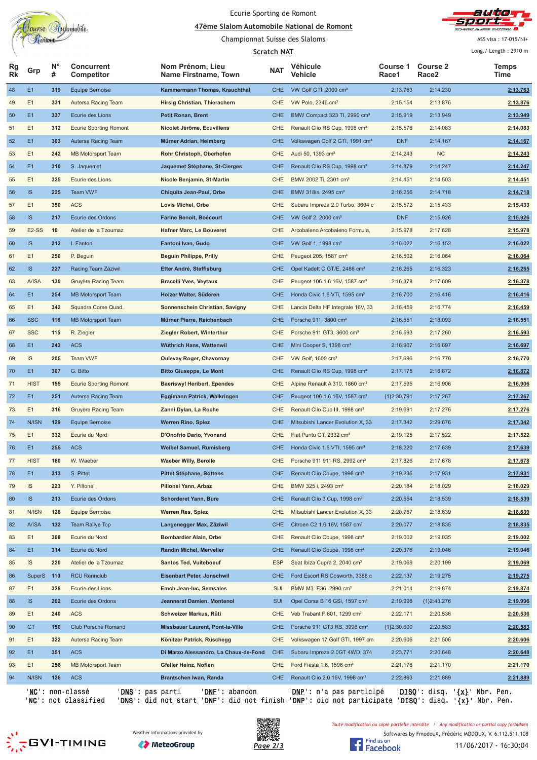Ecurie Sporting de Romont

47ème Slalom Automobile National de Romont

Championnat Suisse des Slaloms

Scratch NAT

ASS visa : 17-015/NI+

Long./ Length : 2910 m

| Rg Rk | Grp | N° # | Concurrent Competitor | Nom Prénom, Lieu Name Firstname, Town | NAT | Véhicule Vehicle | Course 1 Race1 | Course 2 Race2 | Temps Time |
|---|---|---|---|---|---|---|---|---|---|
| 48 | E1 | 319 | Equipe Bernoise | Kammermann Thomas, Krauchthal | CHE | VW Golf GTI, 2000 cm³ | 2:13.763 | 2:14.230 | 2:13.763 |
| 49 | E1 | 331 | Autersa Racing Team | Hirsig Christian, Thierachern | CHE | VW Polo, 2346 cm³ | 2:15.154 | 2:13.876 | 2:13.876 |
| 50 | E1 | 337 | Ecurie des Lions | Petit Ronan, Brent | CHE | BMW Compact 323 TI, 2990 cm³ | 2:15.919 | 2:13.949 | 2:13.949 |
| 51 | E1 | 312 | Ecurie Sporting Romont | Nicolet Jérôme, Ecuvillens | CHE | Renault Clio RS Cup, 1998 cm³ | 2:15.576 | 2:14.083 | 2:14.083 |
| 52 | E1 | 303 | Autersa Racing Team | Mürner Adrian, Heimberg | CHE | Volkswagen Golf 2 GTI, 1991 cm³ | DNF | 2:14.167 | 2:14.167 |
| 53 | E1 | 242 | MB Motorsport Team | Rohr Christoph, Oberhofen | CHE | Audi 50, 1393 cm³ | 2:14.243 | NC | 2:14.243 |
| 54 | E1 | 310 | S. Jaquemet | Jaquemet Stéphane, St-Cierges | CHE | Renault Clio RS Cup, 1998 cm³ | 2:14.879 | 2:14.247 | 2:14.247 |
| 55 | E1 | 325 | Ecurie des Lions | Nicole Benjamin, St-Martin | CHE | BMW 2002 Ti, 2301 cm³ | 2:14.451 | 2:14.503 | 2:14.451 |
| 56 | IS | 225 | Team VWF | Chiquita Jean-Paul, Orbe | CHE | BMW 318is, 2495 cm³ | 2:16.256 | 2:14.718 | 2:14.718 |
| 57 | E1 | 350 | ACS | Lovis Michel, Orbe | CHE | Subaru Impreza 2.0 Turbo, 3604 c | 2:15.572 | 2:15.433 | 2:15.433 |
| 58 | IS | 217 | Ecurie des Ordons | Farine Benoit, Boécourt | CHE | VW Golf 2, 2000 cm³ | DNF | 2:15.926 | 2:15.926 |
| 59 | E2-SS | 10 | Atelier de la Tzoumaz | Hafner Marc, Le Bouveret | CHE | Arcobaleno Arcobaleno Formula, | 2:15.978 | 2:17.628 | 2:15.978 |
| 60 | IS | 212 | I. Fantoni | Fantoni Ivan, Gudo | CHE | VW Golf 1, 1998 cm³ | 2:16.022 | 2:16.152 | 2:16.022 |
| 61 | E1 | 250 | P. Beguin | Beguin Philippe, Prilly | CHE | Peugeot 205, 1587 cm³ | 2:16.502 | 2:16.064 | 2:16.064 |
| 62 | IS | 227 | Racing Team Zäziwil | Etter André, Steffisburg | CHE | Opel Kadett C GT/E, 2486 cm³ | 2:16.265 | 2:16.323 | 2:16.265 |
| 63 | A/ISA | 130 | Gruyère Racing Team | Bracelli Yves, Veytaux | CHE | Peugeot 106 1.6 16V, 1587 cm³ | 2:16.378 | 2:17.609 | 2:16.378 |
| 64 | E1 | 254 | MB Motorsport Team | Holzer Walter, Süderen | CHE | Honda Civic 1.6 VTi, 1595 cm³ | 2:16.700 | 2:16.416 | 2:16.416 |
| 65 | E1 | 342 | Squadra Corse Quad. | Sonnenschein Christian, Savigny | CHE | Lancia Delta HF Integrale 16V, 33 | 2:16.459 | 2:16.774 | 2:16.459 |
| 66 | SSC | 116 | MB Motorsport Team | Mürner Pierre, Reichenbach | CHE | Porsche 911, 3800 cm³ | 2:16.551 | 2:18.093 | 2:16.551 |
| 67 | SSC | 115 | R. Ziegler | Ziegler Robert, Winterthur | CHE | Porsche 911 GT3, 3600 cm³ | 2:16.593 | 2:17.260 | 2:16.593 |
| 68 | E1 | 243 | ACS | Wüthrich Hans, Wattenwil | CHE | Mini Cooper S, 1398 cm³ | 2:16.907 | 2:16.697 | 2:16.697 |
| 69 | IS | 205 | Team VWF | Oulevay Roger, Chavornay | CHE | VW Golf, 1600 cm³ | 2:17.696 | 2:16.770 | 2:16.770 |
| 70 | E1 | 307 | G. Bitto | Bitto Giuseppe, Le Mont | CHE | Renault Clio RS Cup, 1998 cm³ | 2:17.175 | 2:16.872 | 2:16.872 |
| 71 | HIST | 155 | Ecurie Sporting Romont | Baeriswyl Heribert, Ependes | CHE | Alpine Renault A 310, 1860 cm³ | 2:17.595 | 2:16.906 | 2:16.906 |
| 72 | E1 | 251 | Autersa Racing Team | Eggimann Patrick, Walkringen | CHE | Peugeot 106 1.6 16V, 1587 cm³ | {1}2:30.791 | 2:17.267 | 2:17.267 |
| 73 | E1 | 316 | Gruyère Racing Team | Zanni Dylan, La Roche | CHE | Renault Clio Cup III, 1998 cm³ | 2:19.691 | 2:17.276 | 2:17.276 |
| 74 | N/ISN | 129 | Equipe Bernoise | Werren Rino, Spiez | CHE | Mitsubishi Lancer Evolution X, 33 | 2:17.342 | 2:29.676 | 2:17.342 |
| 75 | E1 | 332 | Ecurie du Nord | D'Onofrio Dario, Yvonand | CHE | Fiat Punto GT, 2332 cm³ | 2:19.125 | 2:17.522 | 2:17.522 |
| 76 | E1 | 255 | ACS | Weibel Samuel, Rumisberg | CHE | Honda Civic 1.6 VTI, 1595 cm³ | 2:18.220 | 2:17.639 | 2:17.639 |
| 77 | HIST | 160 | W. Waeber | Waeber Willy, Berolle | CHE | Porsche 911 911 RS, 2992 cm³ | 2:17.826 | 2:17.678 | 2:17.678 |
| 78 | E1 | 313 | S. Pittet | Pittet Stéphane, Bottens | CHE | Renault Clio Coupe, 1998 cm³ | 2:19.236 | 2:17.931 | 2:17.931 |
| 79 | IS | 223 | Y. Pillonel | Pillonel Yann, Arbaz | CHE | BMW 325 i, 2493 cm³ | 2:20.184 | 2:18.029 | 2:18.029 |
| 80 | IS | 213 | Ecurie des Ordons | Schorderet Yann, Bure | CHE | Renault Clio 3 Cup, 1998 cm³ | 2:20.554 | 2:18.539 | 2:18.539 |
| 81 | N/ISN | 128 | Equipe Bernoise | Werren Res, Spiez | CHE | Mitsubishi Lancer Evolution X, 33 | 2:20.767 | 2:18.639 | 2:18.639 |
| 82 | A/ISA | 132 | Team Rallye Top | Langenegger Max, Zäziwil | CHE | Citroen C2 1.6 16V, 1587 cm³ | 2:20.077 | 2:18.835 | 2:18.835 |
| 83 | E1 | 308 | Ecurie du Nord | Bombardier Alain, Orbe | CHE | Renault Clio Coupe, 1998 cm³ | 2:19.002 | 2:19.035 | 2:19.002 |
| 84 | E1 | 314 | Ecurie du Nord | Randin Michel, Mervelier | CHE | Renault Clio Coupe, 1998 cm³ | 2:20.376 | 2:19.046 | 2:19.046 |
| 85 | IS | 220 | Atelier de la Tzoumaz | Santos Ted, Vuiteboeuf | ESP | Seat Ibiza Cupra 2, 2040 cm³ | 2:19.069 | 2:20.199 | 2:19.069 |
| 86 | SuperS | 110 | RCU Rennclub | Eisenbart Peter, Jonschwil | CHE | Ford Escort RS Cosworth, 3388 c | 2:22.137 | 2:19.275 | 2:19.275 |
| 87 | E1 | 328 | Ecurie des Lions | Emch Jean-luc, Semsales | SUI | BMW M3 E36, 2990 cm³ | 2:21.014 | 2:19.874 | 2:19.874 |
| 88 | IS | 202 | Ecurie des Ordons | Jeannerat Damien, Montenol | SUI | Opel Corsa B 16 GSi, 1597 cm³ | 2:19.996 | {1}2:43.276 | 2:19.996 |
| 89 | E1 | 240 | ACS | Schweizer Markus, Rüti | CHE | Veb Trabant P 601, 1299 cm³ | 2:22.171 | 2:20.536 | 2:20.536 |
| 90 | GT | 150 | Club Porsche Romand | Missbauer Laurent, Pont-la-Ville | CHE | Porsche 911 GT3 RS, 3996 cm³ | {1}2:30.600 | 2:20.583 | 2:20.583 |
| 91 | E1 | 322 | Autersa Racing Team | Könitzer Patrick, Rüschegg | CHE | Volkswagen 17 Golf GTI, 1997 cm | 2:20.606 | 2:21.506 | 2:20.606 |
| 92 | E1 | 351 | ACS | Di Marzo Alessandro, La Chaux-de-Fond | CHE | Subaru Impreza 2.0GT 4WD, 374 | 2:23.771 | 2:20.648 | 2:20.648 |
| 93 | E1 | 256 | MB Motorsport Team | Gfeller Heinz, Noflen | CHE | Ford Fiesta 1.6, 1596 cm³ | 2:21.176 | 2:21.170 | 2:21.170 |
| 94 | N/ISN | 126 | ACS | Brantschen Iwan, Randa | CHE | Renault Clio 2.0 16V, 1998 cm³ | 2:22.893 | 2:21.889 | 2:21.889 |

'NC': non-classé 'DNS': pas parti 'DNF': abandon 'DNP': n'a pas participé 'DISQ': disq. '{x}' Nbr. Pen.
'NC': not classified 'DNS': did not start 'DNF': did not finish 'DNP': did not participate 'DISQ': disq. '{x}' Nbr. Pen.

Weather informations provided by MeteoGroup

Toute modification ou copie partielle interdite / Any modification or partial copy forbidden

Softwares by FmodouX, Frédéric MODOUX, V. 6.112.511.108

11/06/2017 - 16:30:04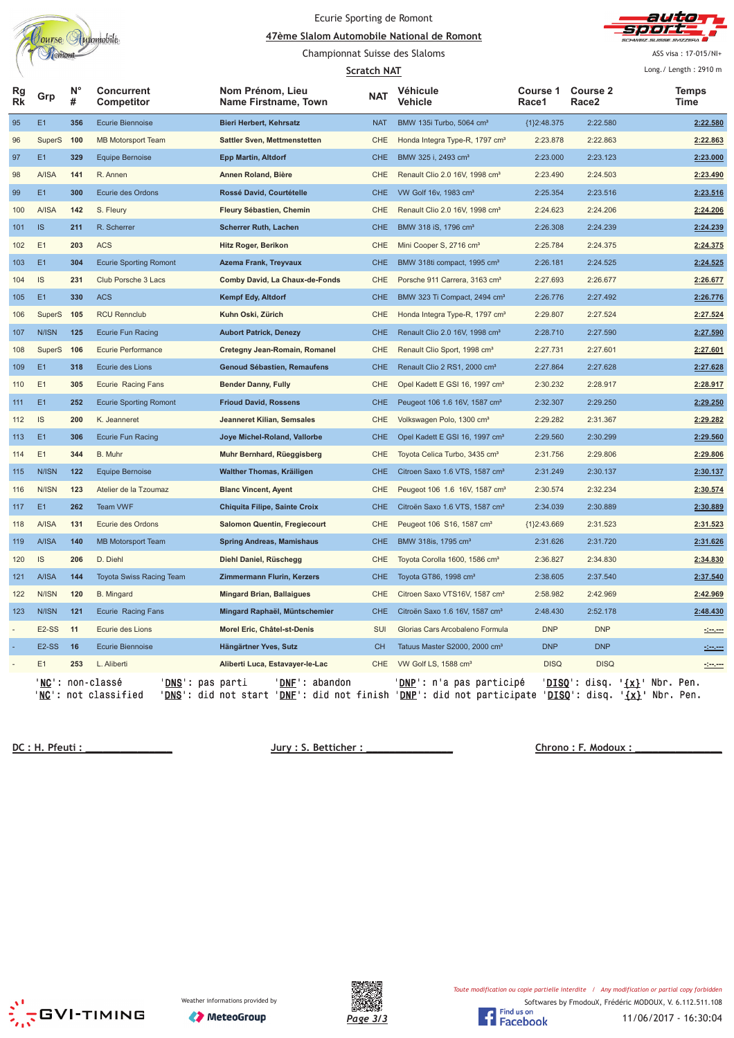Ecurie Sporting de Romont

**47ème Slalom Automobile National de Romont**

Championnat Suisse des Slaloms

**Scratch NAT**

ASS visa : 17-015/NI+

Long./ Length : 2910 m

| Rg Rk | Grp | N° # | Concurrent Competitor | Nom Prénom, Lieu Name Firstname, Town | NAT | Véhicule Vehicle | Course 1 Race1 | Course 2 Race2 | Temps Time |
|---|---|---|---|---|---|---|---|---|---|
| 95 | E1 | 356 | Ecurie Biennoise | Bieri Herbert, Kehrsatz | NAT | BMW 135i Turbo, 5064 cm³ | {1}2:48.375 | 2:22.580 | 2:22.580 |
| 96 | SuperS | 100 | MB Motorsport Team | Sattler Sven, Mettmenstetten | CHE | Honda Integra Type-R, 1797 cm³ | 2:23.878 | 2:22.863 | 2:22.863 |
| 97 | E1 | 329 | Equipe Bernoise | Epp Martin, Altdorf | CHE | BMW 325 i, 2493 cm³ | 2:23.000 | 2:23.123 | 2:23.000 |
| 98 | A/ISA | 141 | R. Annen | Annen Roland, Bière | CHE | Renault Clio 2.0 16V, 1998 cm³ | 2:23.490 | 2:24.503 | 2:23.490 |
| 99 | E1 | 300 | Ecurie des Ordons | Rossé David, Courtételle | CHE | VW Golf 16v, 1983 cm³ | 2:25.354 | 2:23.516 | 2:23.516 |
| 100 | A/ISA | 142 | S. Fleury | Fleury Sébastien, Chemin | CHE | Renault Clio 2.0 16V, 1998 cm³ | 2:24.623 | 2:24.206 | 2:24.206 |
| 101 | IS | 211 | R. Scherrer | Scherrer Ruth, Lachen | CHE | BMW 318 iS, 1796 cm³ | 2:26.308 | 2:24.239 | 2:24.239 |
| 102 | E1 | 203 | ACS | Hitz Roger, Berikon | CHE | Mini Cooper S, 2716 cm³ | 2:25.784 | 2:24.375 | 2:24.375 |
| 103 | E1 | 304 | Ecurie Sporting Romont | Azema Frank, Treyvaux | CHE | BMW 318ti compact, 1995 cm³ | 2:26.181 | 2:24.525 | 2:24.525 |
| 104 | IS | 231 | Club Porsche 3 Lacs | Comby David, La Chaux-de-Fonds | CHE | Porsche 911 Carrera, 3163 cm³ | 2:27.693 | 2:26.677 | 2:26.677 |
| 105 | E1 | 330 | ACS | Kempf Edy, Altdorf | CHE | BMW 323 Ti Compact, 2494 cm³ | 2:26.776 | 2:27.492 | 2:26.776 |
| 106 | SuperS | 105 | RCU Rennclub | Kuhn Oski, Zürich | CHE | Honda Integra Type-R, 1797 cm³ | 2:29.807 | 2:27.524 | 2:27.524 |
| 107 | N/ISN | 125 | Ecurie Fun Racing | Aubort Patrick, Denezy | CHE | Renault Clio 2.0 16V, 1998 cm³ | 2:28.710 | 2:27.590 | 2:27.590 |
| 108 | SuperS | 106 | Ecurie Performance | Cretegny Jean-Romain, Romanel | CHE | Renault Clio Sport, 1998 cm³ | 2:27.731 | 2:27.601 | 2:27.601 |
| 109 | E1 | 318 | Ecurie des Lions | Genoud Sébastien, Remaufens | CHE | Renault Clio 2 RS1, 2000 cm³ | 2:27.864 | 2:27.628 | 2:27.628 |
| 110 | E1 | 305 | Ecurie Racing Fans | Bender Danny, Fully | CHE | Opel Kadett E GSI 16, 1997 cm³ | 2:30.232 | 2:28.917 | 2:28.917 |
| 111 | E1 | 252 | Ecurie Sporting Romont | Frioud David, Rossens | CHE | Peugeot 106 1.6 16V, 1587 cm³ | 2:32.307 | 2:29.250 | 2:29.250 |
| 112 | IS | 200 | K. Jeanneret | Jeanneret Kilian, Semsales | CHE | Volkswagen Polo, 1300 cm³ | 2:29.282 | 2:31.367 | 2:29.282 |
| 113 | E1 | 306 | Ecurie Fun Racing | Joye Michel-Roland, Vallorbe | CHE | Opel Kadett E GSI 16, 1997 cm³ | 2:29.560 | 2:30.299 | 2:29.560 |
| 114 | E1 | 344 | B. Muhr | Muhr Bernhard, Rüeggisberg | CHE | Toyota Celica Turbo, 3435 cm³ | 2:31.756 | 2:29.806 | 2:29.806 |
| 115 | N/ISN | 122 | Equipe Bernoise | Walther Thomas, Kräiligen | CHE | Citroen Saxo 1.6 VTS, 1587 cm³ | 2:31.249 | 2:30.137 | 2:30.137 |
| 116 | N/ISN | 123 | Atelier de la Tzoumaz | Blanc Vincent, Ayent | CHE | Peugeot 106 1.6 16V, 1587 cm³ | 2:30.574 | 2:32.234 | 2:30.574 |
| 117 | E1 | 262 | Team VWF | Chiquita Filipe, Sainte Croix | CHE | Citroën Saxo 1.6 VTS, 1587 cm³ | 2:34.039 | 2:30.889 | 2:30.889 |
| 118 | A/ISA | 131 | Ecurie des Ordons | Salomon Quentin, Fregiecourt | CHE | Peugeot 106 S16, 1587 cm³ | {1}2:43.669 | 2:31.523 | 2:31.523 |
| 119 | A/ISA | 140 | MB Motorsport Team | Spring Andreas, Mamishaus | CHE | BMW 318is, 1795 cm³ | 2:31.626 | 2:31.720 | 2:31.626 |
| 120 | IS | 206 | D. Diehl | Diehl Daniel, Rüschegg | CHE | Toyota Corolla 1600, 1586 cm³ | 2:36.827 | 2:34.830 | 2:34.830 |
| 121 | A/ISA | 144 | Toyota Swiss Racing Team | Zimmermann Flurin, Kerzers | CHE | Toyota GT86, 1998 cm³ | 2:38.605 | 2:37.540 | 2:37.540 |
| 122 | N/ISN | 120 | B. Mingard | Mingard Brian, Ballaigues | CHE | Citroen Saxo VTS16V, 1587 cm³ | 2:58.982 | 2:42.969 | 2:42.969 |
| 123 | N/ISN | 121 | Ecurie Racing Fans | Mingard Raphaël, Müntschemier | CHE | Citroën Saxo 1.6 16V, 1587 cm³ | 2:48.430 | 2:52.178 | 2:48.430 |
| - | E2-SS | 11 | Ecurie des Lions | Morel Eric, Châtel-st-Denis | SUI | Glorias Cars Arcobaleno Formula | DNP | DNP | -:--.--- |
| - | E2-SS | 16 | Ecurie Biennoise | Hängärtner Yves, Sutz | CH | Tatuus Master S2000, 2000 cm³ | DNP | DNP | -:--.--- |
| - | E1 | 253 | L. Aliberti | Aliberti Luca, Estavayer-le-Lac | CHE | VW Golf LS, 1588 cm³ | DISQ | DISQ | -:--.--- |

'NC': non-classé 'DNS': pas parti 'DNF': abandon 'DNP': n'a pas participé 'DISQ': disq. '{x}' Nbr. Pen.
'NC': not classified 'DNS': did not start 'DNF': did not finish 'DNP': did not participate 'DISQ': disq. '{x}' Nbr. Pen.

DC : H. Pfeuti : _______________ Jury : S. Betticher : _______________ Chrono : F. Modoux : _______________

Weather informations provided by MeteoGroup

*Toute modification ou copie partielle interdite / Any modification or partial copy forbidden*

Softwares by FmodouX, Frédéric MODOUX, V. 6.112.511.108

11/06/2017 - 16:30:04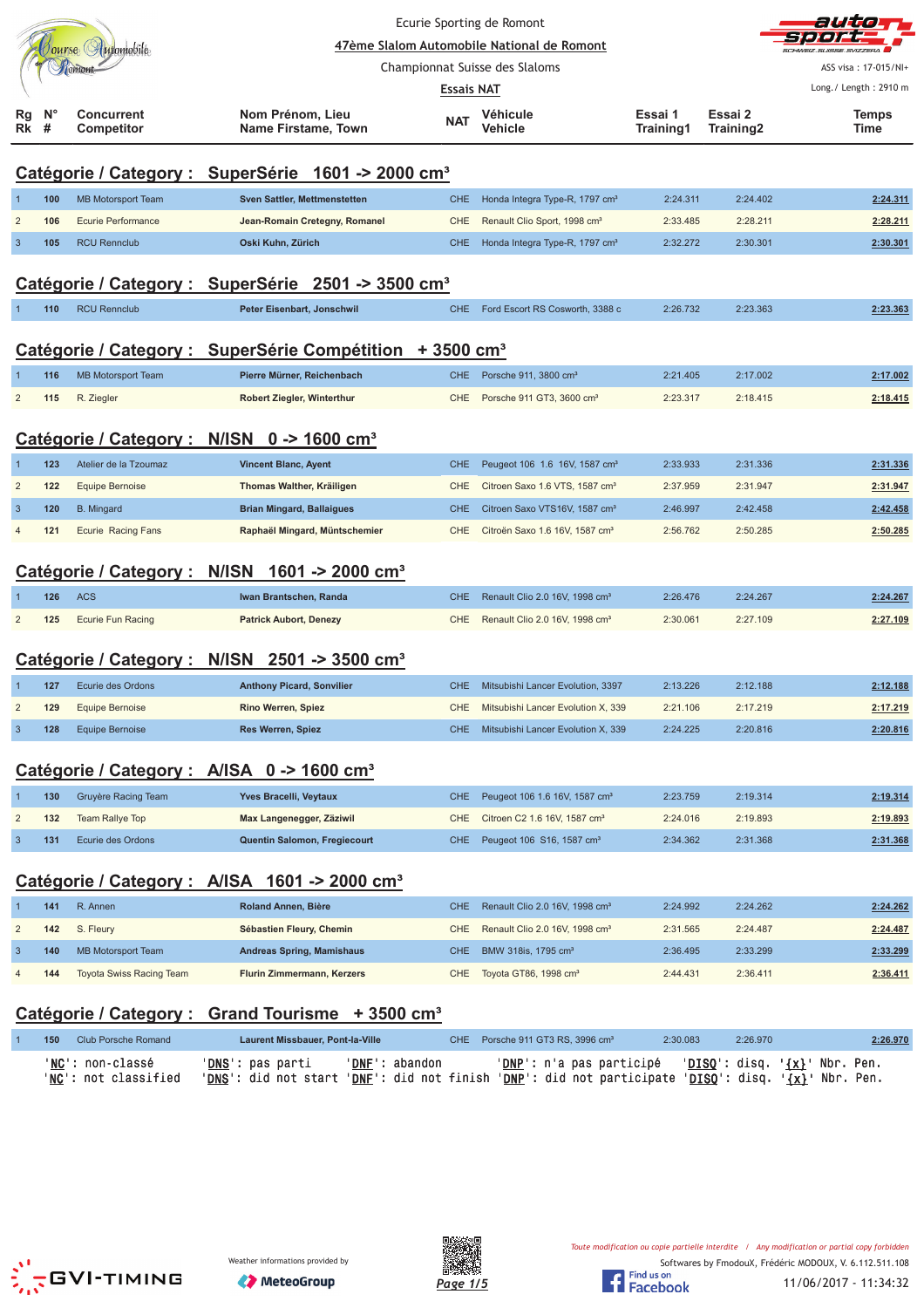Ecurie Sporting de Romont

47ème Slalom Automobile National de Romont

Championnat Suisse des Slaloms

**Essais NAT**

ASS visa : 17-015/NI+

Long./ Length : 2910 m

| Rg Rk | N° # | Concurrent Competitor | Nom Prénom, Lieu Name Firstame, Town | NAT | Véhicule Vehicle | Essai 1 Training1 | Essai 2 Training2 | Temps Time |
|---|---|---|---|---|---|---|---|---|

## Catégorie / Category : SuperSérie 1601 -> 2000 cm³

| Rg | N° | Concurrent | Nom Prénom, Lieu | NAT | Véhicule | Essai 1 | Essai 2 | Temps |
|---|---|---|---|---|---|---|---|---|
| 1 | 100 | MB Motorsport Team | **Sven Sattler, Mettmenstetten** | CHE | Honda Integra Type-R, 1797 cm³ | 2:24.311 | 2:24.402 | **2:24.311** |
| 2 | 106 | Ecurie Performance | **Jean-Romain Cretegny, Romanel** | CHE | Renault Clio Sport, 1998 cm³ | 2:33.485 | 2:28.211 | **2:28.211** |
| 3 | 105 | RCU Rennclub | **Oski Kuhn, Zürich** | CHE | Honda Integra Type-R, 1797 cm³ | 2:32.272 | 2:30.301 | **2:30.301** |

## Catégorie / Category : SuperSérie 2501 -> 3500 cm³

| Rg | N° | Concurrent | Nom Prénom, Lieu | NAT | Véhicule | Essai 1 | Essai 2 | Temps |
|---|---|---|---|---|---|---|---|---|
| 1 | 110 | RCU Rennclub | **Peter Eisenbart, Jonschwil** | CHE | Ford Escort RS Cosworth, 3388 c | 2:26.732 | 2:23.363 | **2:23.363** |

## Catégorie / Category : SuperSérie Compétition + 3500 cm³

| Rg | N° | Concurrent | Nom Prénom, Lieu | NAT | Véhicule | Essai 1 | Essai 2 | Temps |
|---|---|---|---|---|---|---|---|---|
| 1 | 116 | MB Motorsport Team | **Pierre Mürner, Reichenbach** | CHE | Porsche 911, 3800 cm³ | 2:21.405 | 2:17.002 | **2:17.002** |
| 2 | 115 | R. Ziegler | **Robert Ziegler, Winterthur** | CHE | Porsche 911 GT3, 3600 cm³ | 2:23.317 | 2:18.415 | **2:18.415** |

## Catégorie / Category : N/ISN 0 -> 1600 cm³

| Rg | N° | Concurrent | Nom Prénom, Lieu | NAT | Véhicule | Essai 1 | Essai 2 | Temps |
|---|---|---|---|---|---|---|---|---|
| 1 | 123 | Atelier de la Tzoumaz | **Vincent Blanc, Ayent** | CHE | Peugeot 106 1.6 16V, 1587 cm³ | 2:33.933 | 2:31.336 | **2:31.336** |
| 2 | 122 | Equipe Bernoise | **Thomas Walther, Kräiligen** | CHE | Citroen Saxo 1.6 VTS, 1587 cm³ | 2:37.959 | 2:31.947 | **2:31.947** |
| 3 | 120 | B. Mingard | **Brian Mingard, Ballaigues** | CHE | Citroen Saxo VTS16V, 1587 cm³ | 2:46.997 | 2:42.458 | **2:42.458** |
| 4 | 121 | Ecurie Racing Fans | **Raphaël Mingard, Müntschemier** | CHE | Citroën Saxo 1.6 16V, 1587 cm³ | 2:56.762 | 2:50.285 | **2:50.285** |

## Catégorie / Category : N/ISN 1601 -> 2000 cm³

| Rg | N° | Concurrent | Nom Prénom, Lieu | NAT | Véhicule | Essai 1 | Essai 2 | Temps |
|---|---|---|---|---|---|---|---|---|
| 1 | 126 | ACS | **Iwan Brantschen, Randa** | CHE | Renault Clio 2.0 16V, 1998 cm³ | 2:26.476 | 2:24.267 | **2:24.267** |
| 2 | 125 | Ecurie Fun Racing | **Patrick Aubort, Denezy** | CHE | Renault Clio 2.0 16V, 1998 cm³ | 2:30.061 | 2:27.109 | **2:27.109** |

## Catégorie / Category : N/ISN 2501 -> 3500 cm³

| Rg | N° | Concurrent | Nom Prénom, Lieu | NAT | Véhicule | Essai 1 | Essai 2 | Temps |
|---|---|---|---|---|---|---|---|---|
| 1 | 127 | Ecurie des Ordons | **Anthony Picard, Sonvilier** | CHE | Mitsubishi Lancer Evolution, 3397 | 2:13.226 | 2:12.188 | **2:12.188** |
| 2 | 129 | Equipe Bernoise | **Rino Werren, Spiez** | CHE | Mitsubishi Lancer Evolution X, 339 | 2:21.106 | 2:17.219 | **2:17.219** |
| 3 | 128 | Equipe Bernoise | **Res Werren, Spiez** | CHE | Mitsubishi Lancer Evolution X, 339 | 2:24.225 | 2:20.816 | **2:20.816** |

## Catégorie / Category : A/ISA 0 -> 1600 cm³

| Rg | N° | Concurrent | Nom Prénom, Lieu | NAT | Véhicule | Essai 1 | Essai 2 | Temps |
|---|---|---|---|---|---|---|---|---|
| 1 | 130 | Gruyère Racing Team | **Yves Bracelli, Veytaux** | CHE | Peugeot 106 1.6 16V, 1587 cm³ | 2:23.759 | 2:19.314 | **2:19.314** |
| 2 | 132 | Team Rallye Top | **Max Langenegger, Zäziwil** | CHE | Citroen C2 1.6 16V, 1587 cm³ | 2:24.016 | 2:19.893 | **2:19.893** |
| 3 | 131 | Ecurie des Ordons | **Quentin Salomon, Fregiecourt** | CHE | Peugeot 106 S16, 1587 cm³ | 2:34.362 | 2:31.368 | **2:31.368** |

## Catégorie / Category : A/ISA 1601 -> 2000 cm³

| Rg | N° | Concurrent | Nom Prénom, Lieu | NAT | Véhicule | Essai 1 | Essai 2 | Temps |
|---|---|---|---|---|---|---|---|---|
| 1 | 141 | R. Annen | **Roland Annen, Bière** | CHE | Renault Clio 2.0 16V, 1998 cm³ | 2:24.992 | 2:24.262 | **2:24.262** |
| 2 | 142 | S. Fleury | **Sébastien Fleury, Chemin** | CHE | Renault Clio 2.0 16V, 1998 cm³ | 2:31.565 | 2:24.487 | **2:24.487** |
| 3 | 140 | MB Motorsport Team | **Andreas Spring, Mamishaus** | CHE | BMW 318is, 1795 cm³ | 2:36.495 | 2:33.299 | **2:33.299** |
| 4 | 144 | Toyota Swiss Racing Team | **Flurin Zimmermann, Kerzers** | CHE | Toyota GT86, 1998 cm³ | 2:44.431 | 2:36.411 | **2:36.411** |

## Catégorie / Category : Grand Tourisme + 3500 cm³

| Rg | N° | Concurrent | Nom Prénom, Lieu | NAT | Véhicule | Essai 1 | Essai 2 | Temps |
|---|---|---|---|---|---|---|---|---|
| 1 | 150 | Club Porsche Romand | **Laurent Missbauer, Pont-la-Ville** | CHE | Porsche 911 GT3 RS, 3996 cm³ | 2:30.083 | 2:26.970 | **2:26.970** |

'NC': non-classé 'DNS': pas parti 'DNF': abandon 'DNP': n'a pas participé 'DISQ': disq. '{x}' Nbr. Pen.
'NC': not classified 'DNS': did not start 'DNF': did not finish 'DNP': did not participate 'DISQ': disq. '{x}' Nbr. Pen.

Weather informations provided by MeteoGroup

*Toute modification ou copie partielle interdite / Any modification or partial copy forbidden*

Softwares by FmodouX, Frédéric MODOUX, V. 6.112.511.108

11/06/2017 - 11:34:32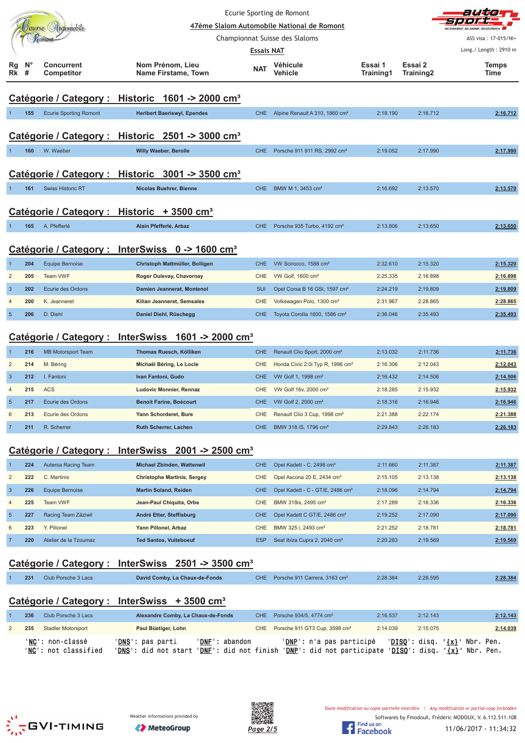Ecurie Sporting de Romont

47ème Slalom Automobile National de Romont

Championnat Suisse des Slaloms

Essais NAT

ASS visa : 17-015/NI+

Long./ Length : 2910 m

## Catégorie / Category : Historic 1601 -> 2000 cm³

| Rg Rk | N° # | Concurrent Competitor | Nom Prénom, Lieu Name Firstame, Town | NAT | Véhicule Vehicle | Essai 1 Training1 | Essai 2 Training2 | Temps Time |
|---|---|---|---|---|---|---|---|---|
| 1 | 155 | Ecurie Sporting Romont | Heribert Baeriswyl, Ependes | CHE | Alpine Renault A 310, 1860 cm³ | 2:18.190 | 2:16.712 | 2:16.712 |

## Catégorie / Category : Historic 2501 -> 3000 cm³

| Rg Rk | N° # | Concurrent Competitor | Nom Prénom, Lieu Name Firstame, Town | NAT | Véhicule Vehicle | Essai 1 Training1 | Essai 2 Training2 | Temps Time |
|---|---|---|---|---|---|---|---|---|
| 1 | 160 | W. Waeber | Willy Waeber, Berolle | CHE | Porsche 911 911 RS, 2992 cm³ | 2:19.052 | 2:17.990 | 2:17.990 |

## Catégorie / Category : Historic 3001 -> 3500 cm³

| Rg Rk | N° # | Concurrent Competitor | Nom Prénom, Lieu Name Firstame, Town | NAT | Véhicule Vehicle | Essai 1 Training1 | Essai 2 Training2 | Temps Time |
|---|---|---|---|---|---|---|---|---|
| 1 | 161 | Swiss Historic RT | Nicolas Buehrer, Bienne | CHE | BMW M 1, 3453 cm³ | 2:16.692 | 2:13.570 | 2:13.570 |

## Catégorie / Category : Historic + 3500 cm³

| Rg Rk | N° # | Concurrent Competitor | Nom Prénom, Lieu Name Firstame, Town | NAT | Véhicule Vehicle | Essai 1 Training1 | Essai 2 Training2 | Temps Time |
|---|---|---|---|---|---|---|---|---|
| 1 | 165 | A. Pfefferlé | Alain Pfefferlé, Arbaz | CHE | Porsche 935 Turbo, 4192 cm³ | 2:13.806 | 2:13.650 | 2:13.650 |

## Catégorie / Category : InterSwiss 0 -> 1600 cm³

| Rg Rk | N° # | Concurrent Competitor | Nom Prénom, Lieu Name Firstame, Town | NAT | Véhicule Vehicle | Essai 1 Training1 | Essai 2 Training2 | Temps Time |
|---|---|---|---|---|---|---|---|---|
| 1 | 204 | Equipe Bernoise | Christoph Mattmüller, Bolligen | CHE | VW Scirocco, 1588 cm³ | 2:32.610 | 2:15.320 | 2:15.320 |
| 2 | 205 | Team VWF | Roger Oulevay, Chavornay | CHE | VW Golf, 1600 cm³ | 2:25.335 | 2:16.898 | 2:16.898 |
| 3 | 202 | Ecurie des Ordons | Damien Jeannerat, Montenol | SUI | Opel Corsa B 16 GSi, 1597 cm³ | 2:24.219 | 2:19.809 | 2:19.809 |
| 4 | 200 | K. Jeanneret | Kilian Jeanneret, Semsales | CHE | Volkswagen Polo, 1300 cm³ | 2:31.967 | 2:28.865 | 2:28.865 |
| 5 | 206 | D. Diehl | Daniel Diehl, Rüschegg | CHE | Toyota Corolla 1600, 1586 cm³ | 2:36.046 | 2:35.493 | 2:35.493 |

## Catégorie / Category : InterSwiss 1601 -> 2000 cm³

| Rg Rk | N° # | Concurrent Competitor | Nom Prénom, Lieu Name Firstame, Town | NAT | Véhicule Vehicle | Essai 1 Training1 | Essai 2 Training2 | Temps Time |
|---|---|---|---|---|---|---|---|---|
| 1 | 216 | MB Motorsport Team | Thomas Ruesch, Kölliken | CHE | Renault Clio Sport, 2000 cm³ | 2:13.032 | 2:11.736 | 2:11.736 |
| 2 | 214 | M. Béring | Michaël Béring, Le Locle | CHE | Honda Civic 2.0i Typ R, 1996 cm³ | 2:16.306 | 2:12.043 | 2:12.043 |
| 3 | 212 | I. Fantoni | Ivan Fantoni, Gudo | CHE | VW Golf 1, 1998 cm³ | 2:16.432 | 2:14.506 | 2:14.506 |
| 4 | 215 | ACS | Ludovic Monnier, Rennaz | CHE | VW Golf 16v, 2000 cm³ | 2:18.285 | 2:15.932 | 2:15.932 |
| 5 | 217 | Ecurie des Ordons | Benoit Farine, Boécourt | CHE | VW Golf 2, 2000 cm³ | 2:18.316 | 2:16.946 | 2:16.946 |
| 6 | 213 | Ecurie des Ordons | Yann Schorderet, Bure | CHE | Renault Clio 3 Cup, 1998 cm³ | 2:21.388 | 2:22.174 | 2:21.388 |
| 7 | 211 | R. Scherrer | Ruth Scherrer, Lachen | CHE | BMW 318 iS, 1796 cm³ | 2:29.843 | 2:26.183 | 2:26.183 |

## Catégorie / Category : InterSwiss 2001 -> 2500 cm³

| Rg Rk | N° # | Concurrent Competitor | Nom Prénom, Lieu Name Firstame, Town | NAT | Véhicule Vehicle | Essai 1 Training1 | Essai 2 Training2 | Temps Time |
|---|---|---|---|---|---|---|---|---|
| 1 | 224 | Autersa Racing Team | Michael Zbinden, Wattenwil | CHE | Opel Kadett - C, 2498 cm³ | 2:11.660 | 2:11.387 | 2:11.387 |
| 2 | 222 | C. Martinis | Christophe Martinis, Sergey | CHE | Opel Ascona 20 E, 2434 cm³ | 2:15.105 | 2:13.138 | 2:13.138 |
| 3 | 226 | Equipe Bernoise | Martin Soland, Reiden | CHE | Opel Kadett - C - GT/E, 2486 cm³ | 2:18.096 | 2:14.794 | 2:14.794 |
| 4 | 225 | Team VWF | Jean-Paul Chiquita, Orbe | CHE | BMW 318is, 2495 cm³ | 2:17.289 | 2:16.336 | 2:16.336 |
| 5 | 227 | Racing Team Zäziwil | André Etter, Steffisburg | CHE | Opel Kadett C GT/E, 2486 cm³ | 2:19.252 | 2:17.090 | 2:17.090 |
| 6 | 223 | Y. Pillonel | Yann Pillonel, Arbaz | CHE | BMW 325 i, 2493 cm³ | 2:21.252 | 2:18.781 | 2:18.781 |
| 7 | 220 | Atelier de la Tzoumaz | Ted Santos, Vuiteboeuf | ESP | Seat Ibiza Cupra 2, 2040 cm³ | 2:20.283 | 2:19.569 | 2:19.569 |

## Catégorie / Category : InterSwiss 2501 -> 3500 cm³

| Rg Rk | N° # | Concurrent Competitor | Nom Prénom, Lieu Name Firstame, Town | NAT | Véhicule Vehicle | Essai 1 Training1 | Essai 2 Training2 | Temps Time |
|---|---|---|---|---|---|---|---|---|
| 1 | 231 | Club Porsche 3 Lacs | David Comby, La Chaux-de-Fonds | CHE | Porsche 911 Carrera, 3163 cm³ | 2:28.384 | 2:28.595 | 2:28.384 |

## Catégorie / Category : InterSwiss + 3500 cm³

| Rg Rk | N° # | Concurrent Competitor | Nom Prénom, Lieu Name Firstame, Town | NAT | Véhicule Vehicle | Essai 1 Training1 | Essai 2 Training2 | Temps Time |
|---|---|---|---|---|---|---|---|---|
| 1 | 236 | Club Porsche 3 Lacs | Alexandre Comby, La Chaux-de-Fonds | CHE | Porsche 934/5, 4774 cm³ | 2:16.537 | 2:12.143 | 2:12.143 |
| 2 | 235 | Stadler Motorsport | Paul Büetiger, Lohn | CHE | Porsche 911 GT3 Cup, 3598 cm³ | 2:14.039 | 2:15.075 | 2:14.039 |

'NC': non-classé 'DNS': pas parti 'DNF': abandon 'DNP': n'a pas participé 'DISQ': disq. '{x}' Nbr. Pen.
'NC': not classified 'DNS': did not start 'DNF': did not finish 'DNP': did not participate 'DISQ': disq. '{x}' Nbr. Pen.

Weather informations provided by MeteoGroup

Toute modification ou copie partielle interdite / Any modification or partial copy forbidden

Softwares by FmodouX, Frédéric MODOUX, V. 6.112.511.108

11/06/2017 - 11:34:32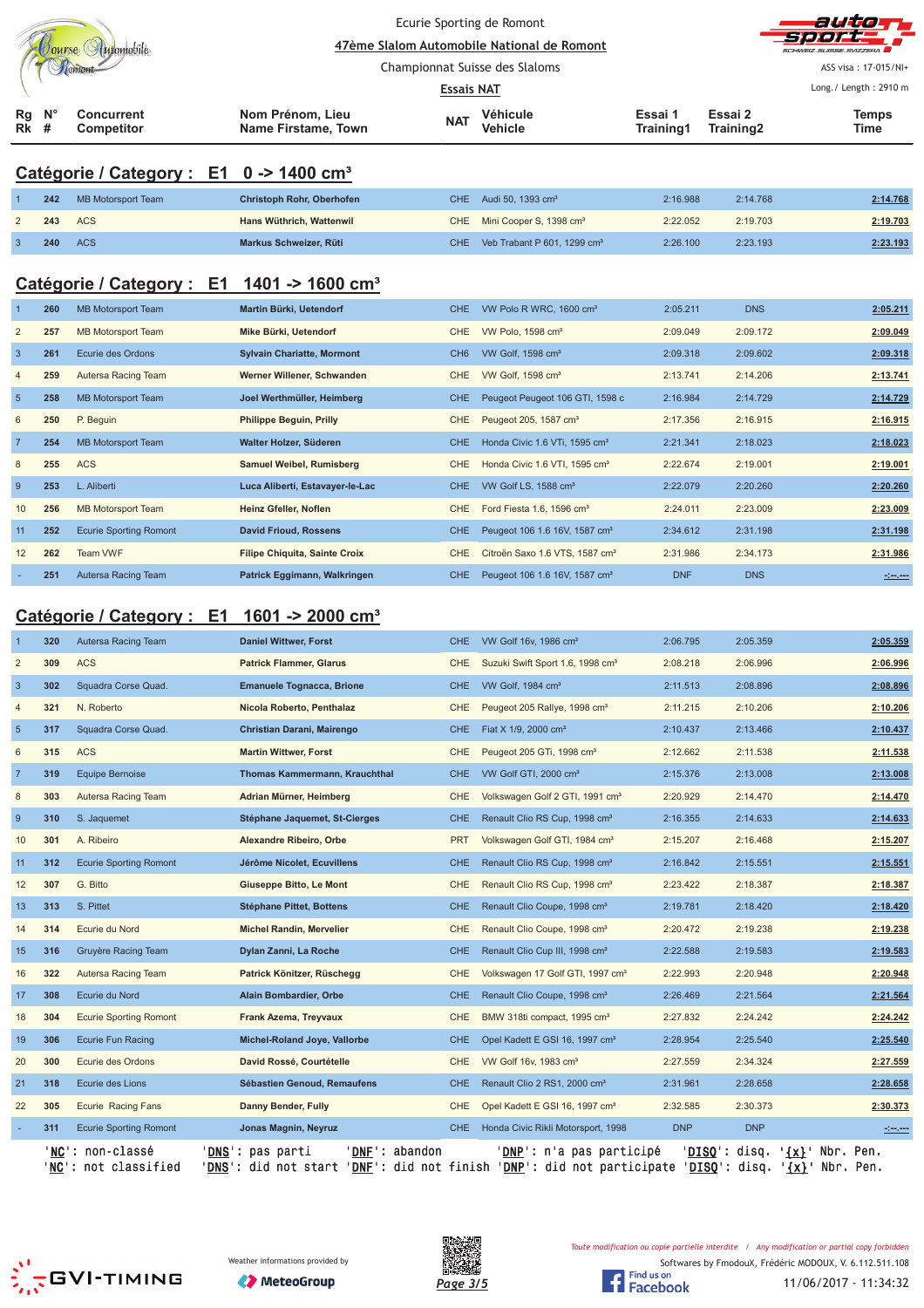Ecurie Sporting de Romont

47ème Slalom Automobile National de Romont

Championnat Suisse des Slaloms

Essais NAT

ASS visa : 17-015/NI+

Long./ Length : 2910 m

## Catégorie / Category : E1 0 -> 1400 cm³

| Rg Rk | N° # | Concurrent Competitor | Nom Prénom, Lieu Name Firstame, Town | NAT | Véhicule Vehicle | Essai 1 Training1 | Essai 2 Training2 | Temps Time |
|---|---|---|---|---|---|---|---|---|
| 1 | 242 | MB Motorsport Team | Christoph Rohr, Oberhofen | CHE | Audi 50, 1393 cm³ | 2:16.988 | 2:14.768 | 2:14.768 |
| 2 | 243 | ACS | Hans Wüthrich, Wattenwil | CHE | Mini Cooper S, 1398 cm³ | 2:22.052 | 2:19.703 | 2:19.703 |
| 3 | 240 | ACS | Markus Schweizer, Rüti | CHE | Veb Trabant P 601, 1299 cm³ | 2:26.100 | 2:23.193 | 2:23.193 |

## Catégorie / Category : E1 1401 -> 1600 cm³

| Rg Rk | N° # | Concurrent Competitor | Nom Prénom, Lieu Name Firstame, Town | NAT | Véhicule Vehicle | Essai 1 Training1 | Essai 2 Training2 | Temps Time |
|---|---|---|---|---|---|---|---|---|
| 1 | 260 | MB Motorsport Team | Martin Bürki, Uetendorf | CHE | VW Polo R WRC, 1600 cm³ | 2:05.211 | DNS | 2:05.211 |
| 2 | 257 | MB Motorsport Team | Mike Bürki, Uetendorf | CHE | VW Polo, 1598 cm³ | 2:09.049 | 2:09.172 | 2:09.049 |
| 3 | 261 | Ecurie des Ordons | Sylvain Chariatte, Mormont | CH6 | VW Golf, 1598 cm³ | 2:09.318 | 2:09.602 | 2:09.318 |
| 4 | 259 | Autersa Racing Team | Werner Willener, Schwanden | CHE | VW Golf, 1598 cm³ | 2:13.741 | 2:14.206 | 2:13.741 |
| 5 | 258 | MB Motorsport Team | Joel Werthmüller, Heimberg | CHE | Peugeot Peugeot 106 GTI, 1598 c | 2:16.984 | 2:14.729 | 2:14.729 |
| 6 | 250 | P. Beguin | Philippe Beguin, Prilly | CHE | Peugeot 205, 1587 cm³ | 2:17.356 | 2:16.915 | 2:16.915 |
| 7 | 254 | MB Motorsport Team | Walter Holzer, Süderen | CHE | Honda Civic 1.6 VTi, 1595 cm³ | 2:21.341 | 2:18.023 | 2:18.023 |
| 8 | 255 | ACS | Samuel Weibel, Rumisberg | CHE | Honda Civic 1.6 VTI, 1595 cm³ | 2:22.674 | 2:19.001 | 2:19.001 |
| 9 | 253 | L. Aliberti | Luca Aliberti, Estavayer-le-Lac | CHE | VW Golf LS, 1588 cm³ | 2:22.079 | 2:20.260 | 2:20.260 |
| 10 | 256 | MB Motorsport Team | Heinz Gfeller, Noflen | CHE | Ford Fiesta 1.6, 1596 cm³ | 2:24.011 | 2:23.009 | 2:23.009 |
| 11 | 252 | Ecurie Sporting Romont | David Frioud, Rossens | CHE | Peugeot 106 1.6 16V, 1587 cm³ | 2:34.612 | 2:31.198 | 2:31.198 |
| 12 | 262 | Team VWF | Filipe Chiquita, Sainte Croix | CHE | Citroën Saxo 1.6 VTS, 1587 cm³ | 2:31.986 | 2:34.173 | 2:31.986 |
| - | 251 | Autersa Racing Team | Patrick Eggimann, Walkringen | CHE | Peugeot 106 1.6 16V, 1587 cm³ | DNF | DNS | -:--.--- |

## Catégorie / Category : E1 1601 -> 2000 cm³

| Rg Rk | N° # | Concurrent Competitor | Nom Prénom, Lieu Name Firstame, Town | NAT | Véhicule Vehicle | Essai 1 Training1 | Essai 2 Training2 | Temps Time |
|---|---|---|---|---|---|---|---|---|
| 1 | 320 | Autersa Racing Team | Daniel Wittwer, Forst | CHE | VW Golf 16v, 1986 cm³ | 2:06.795 | 2:05.359 | 2:05.359 |
| 2 | 309 | ACS | Patrick Flammer, Glarus | CHE | Suzuki Swift Sport 1.6, 1998 cm³ | 2:08.218 | 2:06.996 | 2:06.996 |
| 3 | 302 | Squadra Corse Quad. | Emanuele Tognacca, Brione | CHE | VW Golf, 1984 cm³ | 2:11.513 | 2:08.896 | 2:08.896 |
| 4 | 321 | N. Roberto | Nicola Roberto, Penthalaz | CHE | Peugeot 205 Rallye, 1998 cm³ | 2:11.215 | 2:10.206 | 2:10.206 |
| 5 | 317 | Squadra Corse Quad. | Christian Darani, Mairengo | CHE | Fiat X 1/9, 2000 cm³ | 2:10.437 | 2:13.466 | 2:10.437 |
| 6 | 315 | ACS | Martin Wittwer, Forst | CHE | Peugeot 205 GTi, 1998 cm³ | 2:12.662 | 2:11.538 | 2:11.538 |
| 7 | 319 | Equipe Bernoise | Thomas Kammermann, Krauchthal | CHE | VW Golf GTI, 2000 cm³ | 2:15.376 | 2:13.008 | 2:13.008 |
| 8 | 303 | Autersa Racing Team | Adrian Mürner, Heimberg | CHE | Volkswagen Golf 2 GTI, 1991 cm³ | 2:20.929 | 2:14.470 | 2:14.470 |
| 9 | 310 | S. Jaquemet | Stéphane Jaquemet, St-Cierges | CHE | Renault Clio RS Cup, 1998 cm³ | 2:16.355 | 2:14.633 | 2:14.633 |
| 10 | 301 | A. Ribeiro | Alexandre Ribeiro, Orbe | PRT | Volkswagen Golf GTI, 1984 cm³ | 2:15.207 | 2:16.468 | 2:15.207 |
| 11 | 312 | Ecurie Sporting Romont | Jérôme Nicolet, Ecuvillens | CHE | Renault Clio RS Cup, 1998 cm³ | 2:16.842 | 2:15.551 | 2:15.551 |
| 12 | 307 | G. Bitto | Giuseppe Bitto, Le Mont | CHE | Renault Clio RS Cup, 1998 cm³ | 2:23.422 | 2:18.387 | 2:18.387 |
| 13 | 313 | S. Pittet | Stéphane Pittet, Bottens | CHE | Renault Clio Coupe, 1998 cm³ | 2:19.781 | 2:18.420 | 2:18.420 |
| 14 | 314 | Ecurie du Nord | Michel Randin, Mervelier | CHE | Renault Clio Coupe, 1998 cm³ | 2:20.472 | 2:19.238 | 2:19.238 |
| 15 | 316 | Gruyère Racing Team | Dylan Zanni, La Roche | CHE | Renault Clio Cup III, 1998 cm³ | 2:22.588 | 2:19.583 | 2:19.583 |
| 16 | 322 | Autersa Racing Team | Patrick Könitzer, Rüschegg | CHE | Volkswagen 17 Golf GTI, 1997 cm³ | 2:22.993 | 2:20.948 | 2:20.948 |
| 17 | 308 | Ecurie du Nord | Alain Bombardier, Orbe | CHE | Renault Clio Coupe, 1998 cm³ | 2:26.469 | 2:21.564 | 2:21.564 |
| 18 | 304 | Ecurie Sporting Romont | Frank Azema, Treyvaux | CHE | BMW 318ti compact, 1995 cm³ | 2:27.832 | 2:24.242 | 2:24.242 |
| 19 | 306 | Ecurie Fun Racing | Michel-Roland Joye, Vallorbe | CHE | Opel Kadett E GSI 16, 1997 cm³ | 2:28.954 | 2:25.540 | 2:25.540 |
| 20 | 300 | Ecurie des Ordons | David Rossé, Courtételle | CHE | VW Golf 16v, 1983 cm³ | 2:27.559 | 2:34.324 | 2:27.559 |
| 21 | 318 | Ecurie des Lions | Sébastien Genoud, Remaufens | CHE | Renault Clio 2 RS1, 2000 cm³ | 2:31.961 | 2:28.658 | 2:28.658 |
| 22 | 305 | Ecurie Racing Fans | Danny Benner, Fully | CHE | Opel Kadett E GSI 16, 1997 cm³ | 2:32.585 | 2:30.373 | 2:30.373 |
| - | 311 | Ecurie Sporting Romont | Jonas Magnin, Neyruz | CHE | Honda Civic Rikli Motorsport, 1998 | DNP | DNP | -:--.--- |

'NC': non-classé 'DNS': pas parti 'DNF': abandon 'DNP': n'a pas participé 'DISQ': disq. '{x}' Nbr. Pen.
'NC': not classified 'DNS': did not start 'DNF': did not finish 'DNP': did not participate 'DISQ': disq. '{x}' Nbr. Pen.

Weather informations provided by MeteoGroup

Toute modification ou copie partielle interdite / Any modification or partial copy forbidden

Softwares by FmodouX, Frédéric MODOUX, V. 6.112.511.108

11/06/2017 - 11:34:32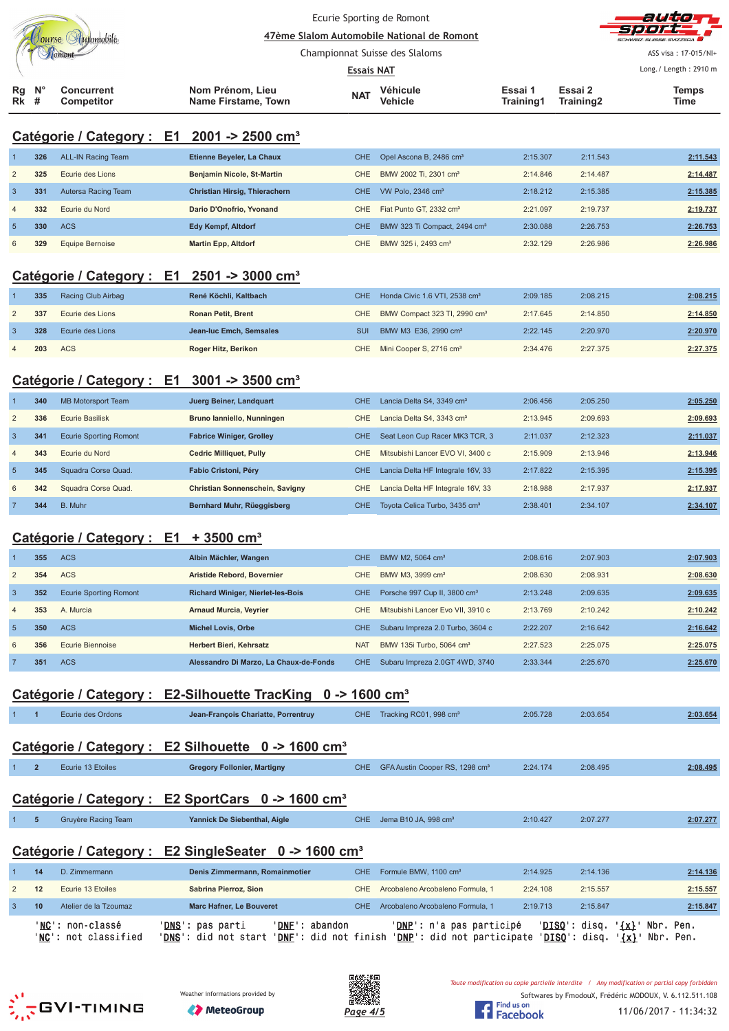Ecurie Sporting de Romont

47ème Slalom Automobile National de Romont

Championnat Suisse des Slaloms

Essais NAT

ASS visa : 17-015/NI+

Long./ Length : 2910 m

## Catégorie / Category : E1 2001 -> 2500 cm³

| Rg Rk | N° # | Concurrent Competitor | Nom Prénom, Lieu Name Firstame, Town | NAT | Véhicule Vehicle | Essai 1 Training1 | Essai 2 Training2 | Temps Time |
|---|---|---|---|---|---|---|---|---|
| 1 | 326 | ALL-IN Racing Team | **Etienne Beyeler, La Chaux** | CHE | Opel Ascona B, 2486 cm³ | 2:15.307 | 2:11.543 | 2:11.543 |
| 2 | 325 | Ecurie des Lions | **Benjamin Nicole, St-Martin** | CHE | BMW 2002 Ti, 2301 cm³ | 2:14.846 | 2:14.487 | 2:14.487 |
| 3 | 331 | Autersa Racing Team | **Christian Hirsig, Thierachern** | CHE | VW Polo, 2346 cm³ | 2:18.212 | 2:15.385 | 2:15.385 |
| 4 | 332 | Ecurie du Nord | **Dario D'Onofrio, Yvonand** | CHE | Fiat Punto GT, 2332 cm³ | 2:21.097 | 2:19.737 | 2:19.737 |
| 5 | 330 | ACS | **Edy Kempf, Altdorf** | CHE | BMW 323 Ti Compact, 2494 cm³ | 2:30.088 | 2:26.753 | 2:26.753 |
| 6 | 329 | Equipe Bernoise | **Martin Epp, Altdorf** | CHE | BMW 325 i, 2493 cm³ | 2:32.129 | 2:26.986 | 2:26.986 |

## Catégorie / Category : E1 2501 -> 3000 cm³

| Rg Rk | N° # | Concurrent Competitor | Nom Prénom, Lieu Name Firstame, Town | NAT | Véhicule Vehicle | Essai 1 Training1 | Essai 2 Training2 | Temps Time |
|---|---|---|---|---|---|---|---|---|
| 1 | 335 | Racing Club Airbag | **René Köchli, Kaltbach** | CHE | Honda Civic 1.6 VTI, 2538 cm³ | 2:09.185 | 2:08.215 | 2:08.215 |
| 2 | 337 | Ecurie des Lions | **Ronan Petit, Brent** | CHE | BMW Compact 323 TI, 2990 cm³ | 2:17.645 | 2:14.850 | 2:14.850 |
| 3 | 328 | Ecurie des Lions | **Jean-luc Emch, Semsales** | SUI | BMW M3 E36, 2990 cm³ | 2:22.145 | 2:20.970 | 2:20.970 |
| 4 | 203 | ACS | **Roger Hitz, Berikon** | CHE | Mini Cooper S, 2716 cm³ | 2:34.476 | 2:27.375 | 2:27.375 |

## Catégorie / Category : E1 3001 -> 3500 cm³

| Rg Rk | N° # | Concurrent Competitor | Nom Prénom, Lieu Name Firstame, Town | NAT | Véhicule Vehicle | Essai 1 Training1 | Essai 2 Training2 | Temps Time |
|---|---|---|---|---|---|---|---|---|
| 1 | 340 | MB Motorsport Team | **Juerg Beiner, Landquart** | CHE | Lancia Delta S4, 3349 cm³ | 2:06.456 | 2:05.250 | 2:05.250 |
| 2 | 336 | Ecurie Basilisk | **Bruno Ianniello, Nunningen** | CHE | Lancia Delta S4, 3343 cm³ | 2:13.945 | 2:09.693 | 2:09.693 |
| 3 | 341 | Ecurie Sporting Romont | **Fabrice Winiger, Grolley** | CHE | Seat Leon Cup Racer MK3 TCR, 3 | 2:11.037 | 2:12.323 | 2:11.037 |
| 4 | 343 | Ecurie du Nord | **Cedric Milliquet, Pully** | CHE | Mitsubishi Lancer EVO VI, 3400 c | 2:15.909 | 2:13.946 | 2:13.946 |
| 5 | 345 | Squadra Corse Quad. | **Fabio Cristoni, Péry** | CHE | Lancia Delta HF Integrale 16V, 33 | 2:17.822 | 2:15.395 | 2:15.395 |
| 6 | 342 | Squadra Corse Quad. | **Christian Sonnenschein, Savigny** | CHE | Lancia Delta HF Integrale 16V, 33 | 2:18.988 | 2:17.937 | 2:17.937 |
| 7 | 344 | B. Muhr | **Bernhard Muhr, Rüeggisberg** | CHE | Toyota Celica Turbo, 3435 cm³ | 2:38.401 | 2:34.107 | 2:34.107 |

## Catégorie / Category : E1 + 3500 cm³

| Rg Rk | N° # | Concurrent Competitor | Nom Prénom, Lieu Name Firstame, Town | NAT | Véhicule Vehicle | Essai 1 Training1 | Essai 2 Training2 | Temps Time |
|---|---|---|---|---|---|---|---|---|
| 1 | 355 | ACS | **Albin Mächler, Wangen** | CHE | BMW M2, 5064 cm³ | 2:08.616 | 2:07.903 | 2:07.903 |
| 2 | 354 | ACS | **Aristide Rebord, Bovernier** | CHE | BMW M3, 3999 cm³ | 2:08.630 | 2:08.931 | 2:08.630 |
| 3 | 352 | Ecurie Sporting Romont | **Richard Winiger, Nierlet-les-Bois** | CHE | Porsche 997 Cup II, 3800 cm³ | 2:13.248 | 2:09.635 | 2:09.635 |
| 4 | 353 | A. Murcia | **Arnaud Murcia, Veyrier** | CHE | Mitsubishi Lancer Evo VII, 3910 c | 2:13.769 | 2:10.242 | 2:10.242 |
| 5 | 350 | ACS | **Michel Lovis, Orbe** | CHE | Subaru Impreza 2.0 Turbo, 3604 c | 2:22.207 | 2:16.642 | 2:16.642 |
| 6 | 356 | Ecurie Biennoise | **Herbert Bieri, Kehrsatz** | NAT | BMW 135i Turbo, 5064 cm³ | 2:27.523 | 2:25.075 | 2:25.075 |
| 7 | 351 | ACS | **Alessandro Di Marzo, La Chaux-de-Fonds** | CHE | Subaru Impreza 2.0GT 4WD, 3740 | 2:33.344 | 2:25.670 | 2:25.670 |

## Catégorie / Category : E2-Silhouette TracKing 0 -> 1600 cm³

| Rg Rk | N° # | Concurrent Competitor | Nom Prénom, Lieu Name Firstame, Town | NAT | Véhicule Vehicle | Essai 1 Training1 | Essai 2 Training2 | Temps Time |
|---|---|---|---|---|---|---|---|---|
| 1 | 1 | Ecurie des Ordons | **Jean-François Chariatte, Porrentruy** | CHE | Tracking RC01, 998 cm³ | 2:05.728 | 2:03.654 | 2:03.654 |

## Catégorie / Category : E2 Silhouette 0 -> 1600 cm³

| Rg Rk | N° # | Concurrent Competitor | Nom Prénom, Lieu Name Firstame, Town | NAT | Véhicule Vehicle | Essai 1 Training1 | Essai 2 Training2 | Temps Time |
|---|---|---|---|---|---|---|---|---|
| 1 | 2 | Ecurie 13 Etoiles | **Gregory Follonier, Martigny** | CHE | GFA Austin Cooper RS, 1298 cm³ | 2:24.174 | 2:08.495 | 2:08.495 |

## Catégorie / Category : E2 SportCars 0 -> 1600 cm³

| Rg Rk | N° # | Concurrent Competitor | Nom Prénom, Lieu Name Firstame, Town | NAT | Véhicule Vehicle | Essai 1 Training1 | Essai 2 Training2 | Temps Time |
|---|---|---|---|---|---|---|---|---|
| 1 | 5 | Gruyère Racing Team | **Yannick De Siebenthal, Aigle** | CHE | Jema B10 JA, 998 cm³ | 2:10.427 | 2:07.277 | 2:07.277 |

## Catégorie / Category : E2 SingleSeater 0 -> 1600 cm³

| Rg Rk | N° # | Concurrent Competitor | Nom Prénom, Lieu Name Firstame, Town | NAT | Véhicule Vehicle | Essai 1 Training1 | Essai 2 Training2 | Temps Time |
|---|---|---|---|---|---|---|---|---|
| 1 | 14 | D. Zimmermann | **Denis Zimmermann, Romainmotier** | CHE | Formule BMW, 1100 cm³ | 2:14.925 | 2:14.136 | 2:14.136 |
| 2 | 12 | Ecurie 13 Etoiles | **Sabrina Pierroz, Sion** | CHE | Arcobaleno Arcobaleno Formula, 1 | 2:24.108 | 2:15.557 | 2:15.557 |
| 3 | 10 | Atelier de la Tzoumaz | **Marc Hafner, Le Bouveret** | CHE | Arcobaleno Arcobaleno Formula, 1 | 2:19.713 | 2:15.847 | 2:15.847 |

'NC': non-classé 'DNS': pas parti 'DNF': abandon 'DNP': n'a pas participé 'DISQ': disq. '{x}' Nbr. Pen.
'NC': not classified 'DNS': did not start 'DNF': did not finish 'DNP': did not participate 'DISQ': disq. '{x}' Nbr. Pen.

Weather informations provided by MeteoGroup

Toute modification ou copie partielle interdite / Any modification or partial copy forbidden

Softwares by FmodouX, Frédéric MODOUX, V. 6.112.511.108

11/06/2017 - 11:34:32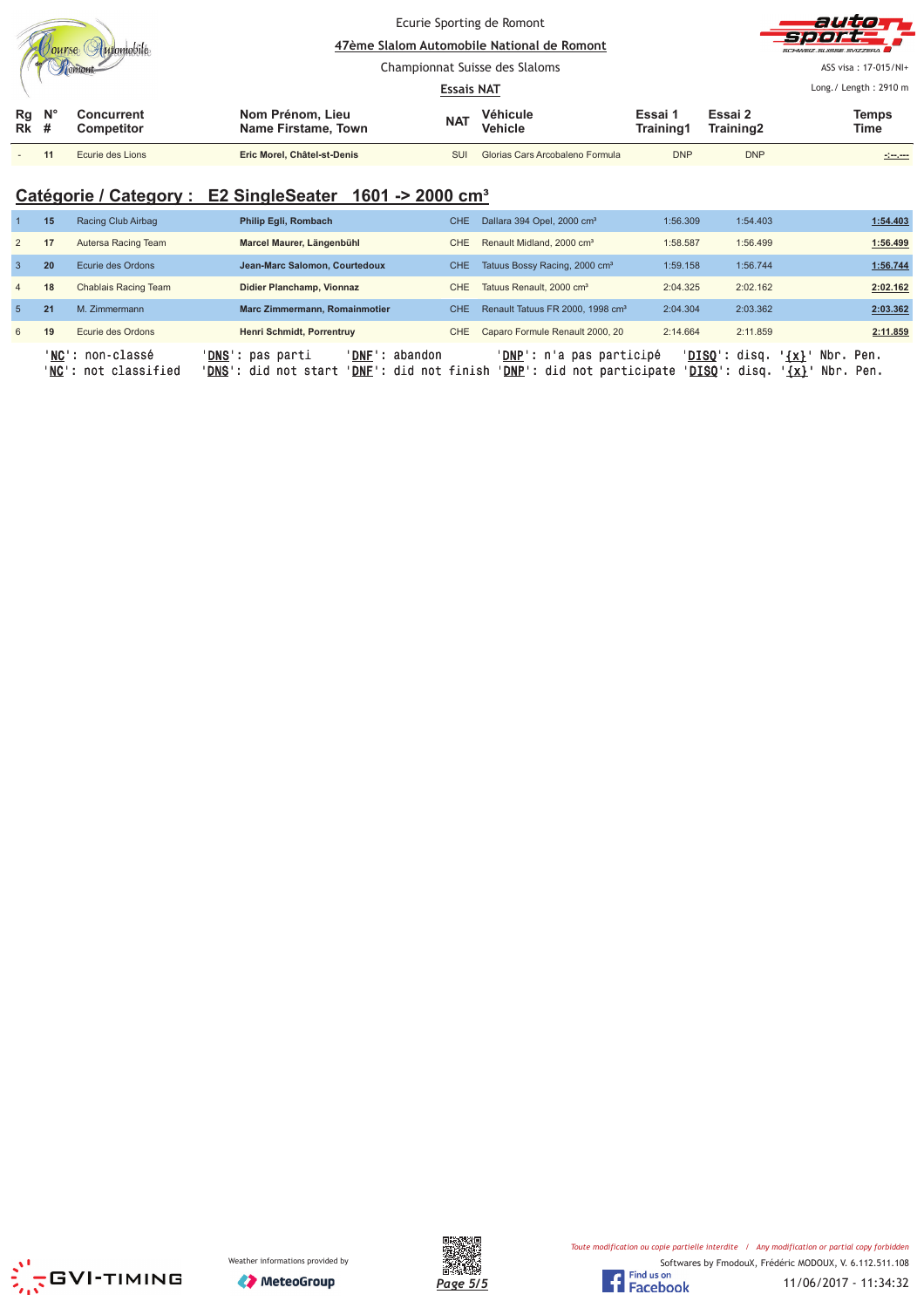Ecurie Sporting de Romont

**47ème Slalom Automobile National de Romont**

Championnat Suisse des Slaloms

**Essais NAT**

ASS visa : 17-015/NI+

Long./ Length : 2910 m

| Rg Rk | N° # | Concurrent Competitor | Nom Prénom, Lieu Name Firstame, Town | NAT | Véhicule Vehicle | Essai 1 Training1 | Essai 2 Training2 | Temps Time |
|---|---|---|---|---|---|---|---|---|
| - | 11 | Ecurie des Lions | **Eric Morel, Châtel-st-Denis** | SUI | Glorias Cars Arcobaleno Formula | DNP | DNP | -:--.--- |

## Catégorie / Category : E2 SingleSeater 1601 -> 2000 cm³

| Rg Rk | N° # | Concurrent Competitor | Nom Prénom, Lieu Name Firstame, Town | NAT | Véhicule Vehicle | Essai 1 Training1 | Essai 2 Training2 | Temps Time |
|---|---|---|---|---|---|---|---|---|
| 1 | 15 | Racing Club Airbag | **Philip Egli, Rombach** | CHE | Dallara 394 Opel, 2000 cm³ | 1:56.309 | 1:54.403 | **1:54.403** |
| 2 | 17 | Autersa Racing Team | **Marcel Maurer, Längenbühl** | CHE | Renault Midland, 2000 cm³ | 1:58.587 | 1:56.499 | **1:56.499** |
| 3 | 20 | Ecurie des Ordons | **Jean-Marc Salomon, Courtedoux** | CHE | Tatuus Bossy Racing, 2000 cm³ | 1:59.158 | 1:56.744 | **1:56.744** |
| 4 | 18 | Chablais Racing Team | **Didier Planchamp, Vionnaz** | CHE | Tatuus Renault, 2000 cm³ | 2:04.325 | 2:02.162 | **2:02.162** |
| 5 | 21 | M. Zimmermann | **Marc Zimmermann, Romainmotier** | CHE | Renault Tatuus FR 2000, 1998 cm³ | 2:04.304 | 2:03.362 | **2:03.362** |
| 6 | 19 | Ecurie des Ordons | **Henri Schmidt, Porrentruy** | CHE | Caparo Formule Renault 2000, 20 | 2:14.664 | 2:11.859 | **2:11.859** |

'NC': non-classé 'DNS': pas parti 'DNF': abandon 'DNP': n'a pas participé 'DISQ': disq. '{x}' Nbr. Pen.
'NC': not classified 'DNS': did not start 'DNF': did not finish 'DNP': did not participate 'DISQ': disq. '{x}' Nbr. Pen.

Weather informations provided by MeteoGroup

*Toute modification ou copie partielle interdite / Any modification or partial copy forbidden*

Softwares by FmodouX, Frédéric MODOUX, V. 6.112.511.108

11/06/2017 - 11:34:32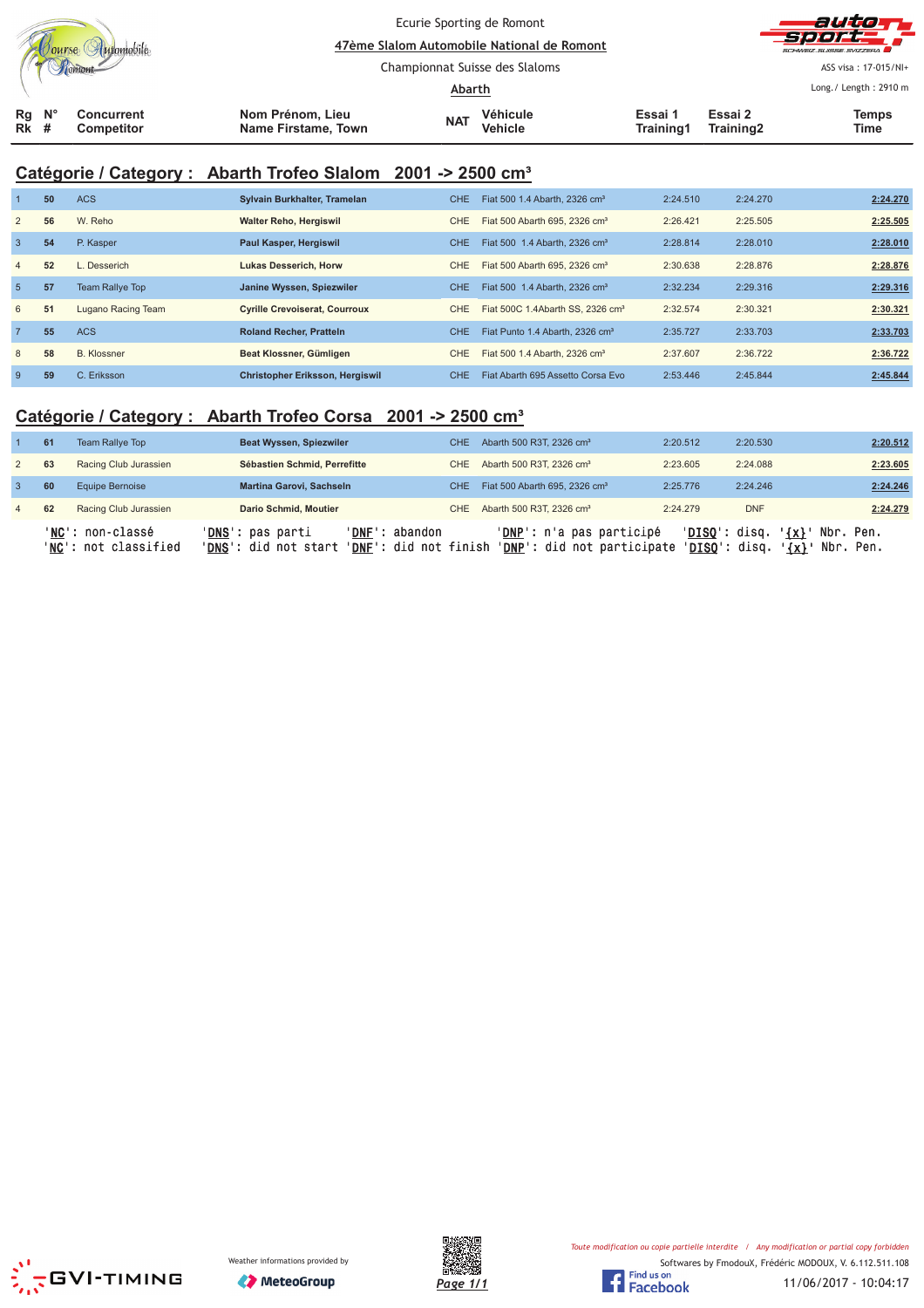Ecurie Sporting de Romont

47ème Slalom Automobile National de Romont

Championnat Suisse des Slaloms

Abarth

ASS visa : 17-015/NI+

Long./ Length : 2910 m

## Catégorie / Category : Abarth Trofeo Slalom 2001 -> 2500 cm³

| Rg Rk | N° # | Concurrent Competitor | Nom Prénom, Lieu Name Firstame, Town | NAT | Véhicule Vehicle | Essai 1 Training1 | Essai 2 Training2 | Temps Time |
|---|---|---|---|---|---|---|---|---|
| 1 | 50 | ACS | Sylvain Burkhalter, Tramelan | CHE | Fiat 500 1.4 Abarth, 2326 cm³ | 2:24.510 | 2:24.270 | 2:24.270 |
| 2 | 56 | W. Reho | Walter Reho, Hergiswil | CHE | Fiat 500 Abarth 695, 2326 cm³ | 2:26.421 | 2:25.505 | 2:25.505 |
| 3 | 54 | P. Kasper | Paul Kasper, Hergiswil | CHE | Fiat 500 1.4 Abarth, 2326 cm³ | 2:28.814 | 2:28.010 | 2:28.010 |
| 4 | 52 | L. Desserich | Lukas Desserich, Horw | CHE | Fiat 500 Abarth 695, 2326 cm³ | 2:30.638 | 2:28.876 | 2:28.876 |
| 5 | 57 | Team Rallye Top | Janine Wyssen, Spiezwiler | CHE | Fiat 500 1.4 Abarth, 2326 cm³ | 2:32.234 | 2:29.316 | 2:29.316 |
| 6 | 51 | Lugano Racing Team | Cyrille Crevoiserat, Courroux | CHE | Fiat 500C 1.4Abarth SS, 2326 cm³ | 2:32.574 | 2:30.321 | 2:30.321 |
| 7 | 55 | ACS | Roland Recher, Pratteln | CHE | Fiat Punto 1.4 Abarth, 2326 cm³ | 2:35.727 | 2:33.703 | 2:33.703 |
| 8 | 58 | B. Klossner | Beat Klossner, Gümligen | CHE | Fiat 500 1.4 Abarth, 2326 cm³ | 2:37.607 | 2:36.722 | 2:36.722 |
| 9 | 59 | C. Eriksson | Christopher Eriksson, Hergiswil | CHE | Fiat Abarth 695 Assetto Corsa Evo | 2:53.446 | 2:45.844 | 2:45.844 |

## Catégorie / Category : Abarth Trofeo Corsa 2001 -> 2500 cm³

| Rg Rk | N° # | Concurrent Competitor | Nom Prénom, Lieu Name Firstame, Town | NAT | Véhicule Vehicle | Essai 1 Training1 | Essai 2 Training2 | Temps Time |
|---|---|---|---|---|---|---|---|---|
| 1 | 61 | Team Rallye Top | Beat Wyssen, Spiezwiler | CHE | Abarth 500 R3T, 2326 cm³ | 2:20.512 | 2:20.530 | 2:20.512 |
| 2 | 63 | Racing Club Jurassien | Sébastien Schmid, Perrefitte | CHE | Abarth 500 R3T, 2326 cm³ | 2:23.605 | 2:24.088 | 2:23.605 |
| 3 | 60 | Equipe Bernoise | Martina Garovi, Sachseln | CHE | Fiat 500 Abarth 695, 2326 cm³ | 2:25.776 | 2:24.246 | 2:24.246 |
| 4 | 62 | Racing Club Jurassien | Dario Schmid, Moutier | CHE | Abarth 500 R3T, 2326 cm³ | 2:24.279 | DNF | 2:24.279 |

'NC': non-classé 'DNS': pas parti 'DNF': abandon 'DNP': n'a pas participé 'DISQ': disq. '{x}' Nbr. Pen.
'NC': not classified 'DNS': did not start 'DNF': did not finish 'DNP': did not participate 'DISQ': disq. '{x}' Nbr. Pen.

Weather informations provided by MeteoGroup

Toute modification ou copie partielle interdite / Any modification or partial copy forbidden

Softwares by FmodouX, Frédéric MODOUX, V. 6.112.511.108

11/06/2017 - 10:04:17